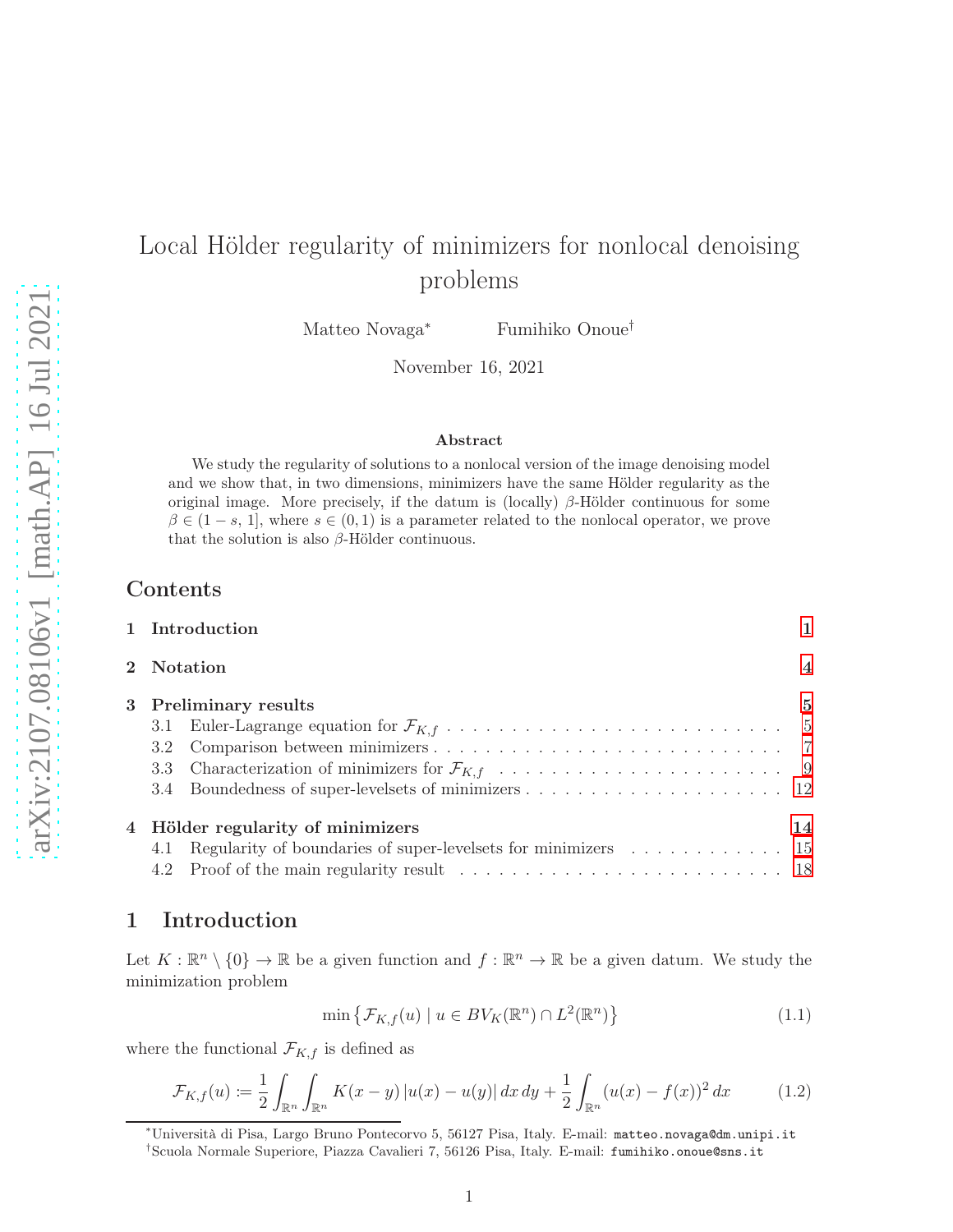# Local Hölder regularity of minimizers for nonlocal denoising problems

Matteo Novaga[*] Fumihiko Onoue[†]

November 16, 2021

### Abstract

We study the regularity of solutions to a nonlocal version of the image denoising model and we show that, in two dimensions, minimizers have the same Hölder regularity as the original image. More precisely, if the datum is (locally) $\beta$-Hölder continuous for some $\beta \in (1-s, 1]$, where $s \in (0,1)$ is a parameter related to the nonlocal operator, we prove that the solution is also $\beta$-Hölder continuous.

## Contents

1 Introduction — 1

2 Notation — 4

3 Preliminary results — 5
- 3.1 Euler-Lagrange equation for $\mathcal{F}_{K,f}$ — 5
- 3.2 Comparison between minimizers — 7
- 3.3 Characterization of minimizers for $\mathcal{F}_{K,f}$ — 9
- 3.4 Boundedness of super-levelsets of minimizers — 12

4 Hölder regularity of minimizers — 14
- 4.1 Regularity of boundaries of super-levelsets for minimizers — 15
- 4.2 Proof of the main regularity result — 18

## 1 Introduction

Let $K : \mathbb{R}^n \setminus \{0\} \to \mathbb{R}$ be a given function and $f : \mathbb{R}^n \to \mathbb{R}$ be a given datum. We study the minimization problem

$$\min \left\{ \mathcal{F}_{K,f}(u) \mid u \in BV_K(\mathbb{R}^n) \cap L^2(\mathbb{R}^n) \right\} \tag{1.1}$$

where the functional $\mathcal{F}_{K,f}$ is defined as

$$\mathcal{F}_{K,f}(u) \coloneqq \frac{1}{2} \int_{\mathbb{R}^n} \int_{\mathbb{R}^n} K(x-y)\, |u(x) - u(y)|\, dx\, dy + \frac{1}{2} \int_{\mathbb{R}^n} (u(x) - f(x))^2\, dx \tag{1.2}$$

[*]Università di Pisa, Largo Bruno Pontecorvo 5, 56127 Pisa, Italy. E-mail: matteo.novaga@dm.unipi.it

[†]Scuola Normale Superiore, Piazza Cavalieri 7, 56126 Pisa, Italy. E-mail: fumihiko.onoue@sns.it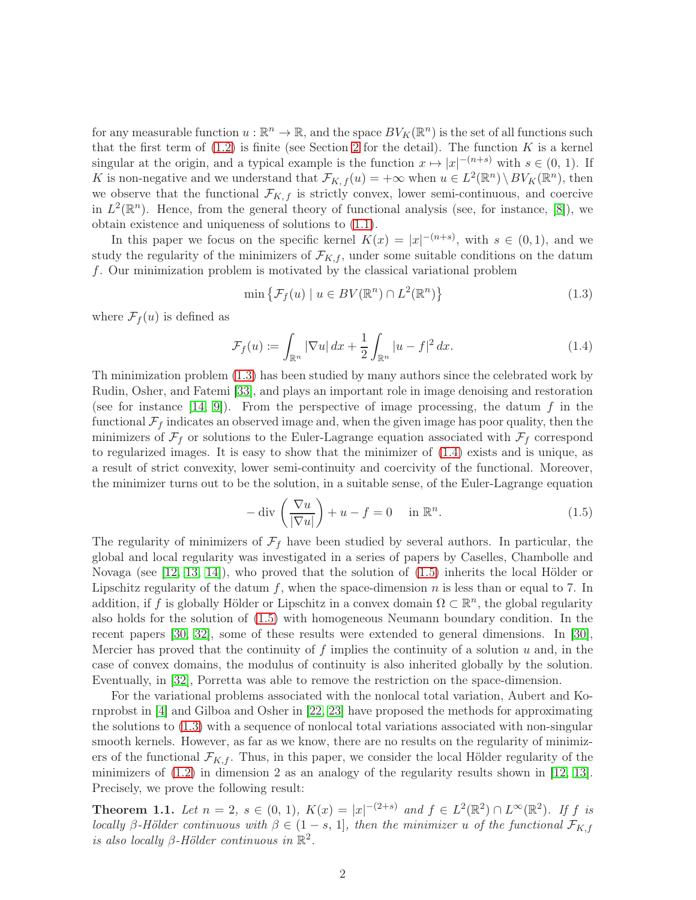for any measurable function $u : \mathbb{R}^n \to \mathbb{R}$, and the space $BV_K(\mathbb{R}^n)$ is the set of all functions such that the first term of (1.2) is finite (see Section 2 for the detail). The function $K$ is a kernel singular at the origin, and a typical example is the function $x \mapsto |x|^{-(n+s)}$ with $s \in (0, 1)$. If $K$ is non-negative and we understand that $\mathcal{F}_{K,f}(u) = +\infty$ when $u \in L^2(\mathbb{R}^n) \setminus BV_K(\mathbb{R}^n)$, then we observe that the functional $\mathcal{F}_{K,f}$ is strictly convex, lower semi-continuous, and coercive in $L^2(\mathbb{R}^n)$. Hence, from the general theory of functional analysis (see, for instance, [8]), we obtain existence and uniqueness of solutions to (1.1).

In this paper we focus on the specific kernel $K(x) = |x|^{-(n+s)}$, with $s \in (0, 1)$, and we study the regularity of the minimizers of $\mathcal{F}_{K,f}$, under some suitable conditions on the datum $f$. Our minimization problem is motivated by the classical variational problem

$$\min \left\{ \mathcal{F}_f(u) \mid u \in BV(\mathbb{R}^n) \cap L^2(\mathbb{R}^n) \right\} \tag{1.3}$$

where $\mathcal{F}_f(u)$ is defined as

$$\mathcal{F}_f(u) \coloneqq \int_{\mathbb{R}^n} |\nabla u| \, dx + \frac{1}{2} \int_{\mathbb{R}^n} |u - f|^2 \, dx. \tag{1.4}$$

Th minimization problem (1.3) has been studied by many authors since the celebrated work by Rudin, Osher, and Fatemi [33], and plays an important role in image denoising and restoration (see for instance [14, 9]). From the perspective of image processing, the datum $f$ in the functional $\mathcal{F}_f$ indicates an observed image and, when the given image has poor quality, then the minimizers of $\mathcal{F}_f$ or solutions to the Euler-Lagrange equation associated with $\mathcal{F}_f$ correspond to regularized images. It is easy to show that the minimizer of (1.4) exists and is unique, as a result of strict convexity, lower semi-continuity and coercivity of the functional. Moreover, the minimizer turns out to be the solution, in a suitable sense, of the Euler-Lagrange equation

$$-\operatorname{div}\left( \frac{\nabla u}{|\nabla u|} \right) + u - f = 0 \quad \text{in } \mathbb{R}^n. \tag{1.5}$$

The regularity of minimizers of $\mathcal{F}_f$ have been studied by several authors. In particular, the global and local regularity was investigated in a series of papers by Caselles, Chambolle and Novaga (see [12, 13, 14]), who proved that the solution of (1.5) inherits the local Hölder or Lipschitz regularity of the datum $f$, when the space-dimension $n$ is less than or equal to 7. In addition, if $f$ is globally Hölder or Lipschitz in a convex domain $\Omega \subset \mathbb{R}^n$, the global regularity also holds for the solution of (1.5) with homogeneous Neumann boundary condition. In the recent papers [30, 32], some of these results were extended to general dimensions. In [30], Mercier has proved that the continuity of $f$ implies the continuity of a solution $u$ and, in the case of convex domains, the modulus of continuity is also inherited globally by the solution. Eventually, in [32], Porretta was able to remove the restriction on the space-dimension.

For the variational problems associated with the nonlocal total variation, Aubert and Kornprobst in [4] and Gilboa and Osher in [22, 23] have proposed the methods for approximating the solutions to (1.3) with a sequence of nonlocal total variations associated with non-singular smooth kernels. However, as far as we know, there are no results on the regularity of minimizers of the functional $\mathcal{F}_{K,f}$. Thus, in this paper, we consider the local Hölder regularity of the minimizers of (1.2) in dimension 2 as an analogy of the regularity results shown in [12, 13]. Precisely, we prove the following result:

**Theorem 1.1.** *Let $n = 2$, $s \in (0, 1)$, $K(x) = |x|^{-(2+s)}$ and $f \in L^2(\mathbb{R}^2) \cap L^\infty(\mathbb{R}^2)$. If $f$ is locally $\beta$-Hölder continuous with $\beta \in (1 - s, 1]$, then the minimizer $u$ of the functional $\mathcal{F}_{K,f}$ is also locally $\beta$-Hölder continuous in $\mathbb{R}^2$.*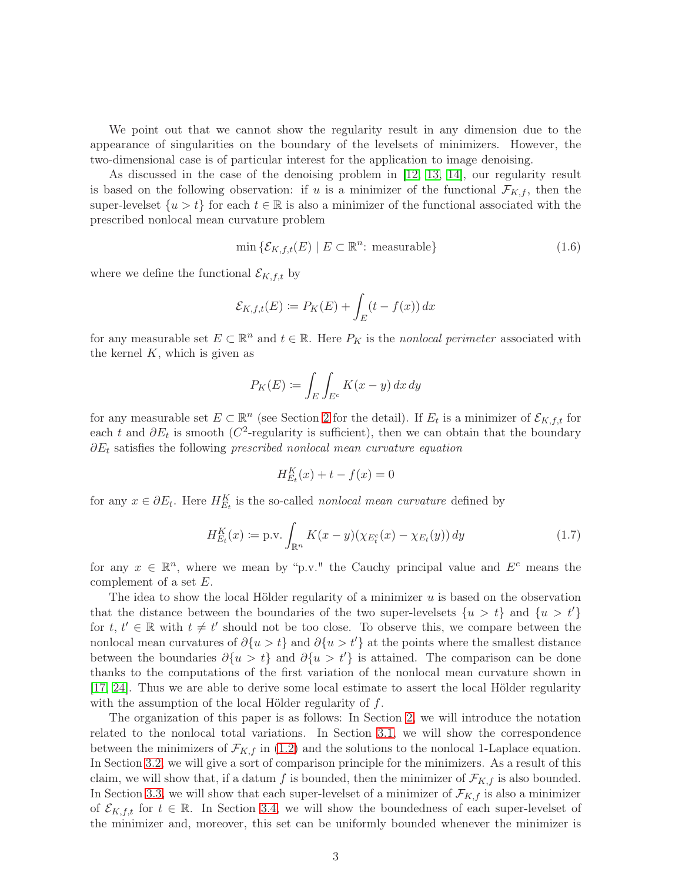We point out that we cannot show the regularity result in any dimension due to the appearance of singularities on the boundary of the levelsets of minimizers. However, the two-dimensional case is of particular interest for the application to image denoising.

As discussed in the case of the denoising problem in [12, 13, 14], our regularity result is based on the following observation: if $u$ is a minimizer of the functional $\mathcal{F}_{K,f}$, then the super-levelset $\{u > t\}$ for each $t \in \mathbb{R}$ is also a minimizer of the functional associated with the prescribed nonlocal mean curvature problem

$$\min \{\mathcal{E}_{K,f,t}(E) \mid E \subset \mathbb{R}^n\colon \text{measurable}\} \tag{1.6}$$

where we define the functional $\mathcal{E}_{K,f,t}$ by

$$\mathcal{E}_{K,f,t}(E) \coloneqq P_K(E) + \int_E (t - f(x))\, dx$$

for any measurable set $E \subset \mathbb{R}^n$ and $t \in \mathbb{R}$. Here $P_K$ is the *nonlocal perimeter* associated with the kernel $K$, which is given as

$$P_K(E) \coloneqq \int_E \int_{E^c} K(x-y)\, dx\, dy$$

for any measurable set $E \subset \mathbb{R}^n$ (see Section 2 for the detail). If $E_t$ is a minimizer of $\mathcal{E}_{K,f,t}$ for each $t$ and $\partial E_t$ is smooth ($C^2$-regularity is sufficient), then we can obtain that the boundary $\partial E_t$ satisfies the following *prescribed nonlocal mean curvature equation*

$$H^K_{E_t}(x) + t - f(x) = 0$$

for any $x \in \partial E_t$. Here $H^K_{E_t}$ is the so-called *nonlocal mean curvature* defined by

$$H^K_{E_t}(x) \coloneqq \text{p.v.} \int_{\mathbb{R}^n} K(x-y)(\chi_{E_t^c}(x) - \chi_{E_t}(y))\, dy \tag{1.7}$$

for any $x \in \mathbb{R}^n$, where we mean by "p.v." the Cauchy principal value and $E^c$ means the complement of a set $E$.

The idea to show the local Hölder regularity of a minimizer $u$ is based on the observation that the distance between the boundaries of the two super-levelsets $\{u > t\}$ and $\{u > t'\}$ for $t$, $t' \in \mathbb{R}$ with $t \neq t'$ should not be too close. To observe this, we compare between the nonlocal mean curvatures of $\partial\{u > t\}$ and $\partial\{u > t'\}$ at the points where the smallest distance between the boundaries $\partial\{u > t\}$ and $\partial\{u > t'\}$ is attained. The comparison can be done thanks to the computations of the first variation of the nonlocal mean curvature shown in [17, 24]. Thus we are able to derive some local estimate to assert the local Hölder regularity with the assumption of the local Hölder regularity of $f$.

The organization of this paper is as follows: In Section 2, we will introduce the notation related to the nonlocal total variations. In Section 3.1, we will show the correspondence between the minimizers of $\mathcal{F}_{K,f}$ in (1.2) and the solutions to the nonlocal 1-Laplace equation. In Section 3.2, we will give a sort of comparison principle for the minimizers. As a result of this claim, we will show that, if a datum $f$ is bounded, then the minimizer of $\mathcal{F}_{K,f}$ is also bounded. In Section 3.3, we will show that each super-levelset of a minimizer of $\mathcal{F}_{K,f}$ is also a minimizer of $\mathcal{E}_{K,f,t}$ for $t \in \mathbb{R}$. In Section 3.4, we will show the boundedness of each super-levelset of the minimizer and, moreover, this set can be uniformly bounded whenever the minimizer is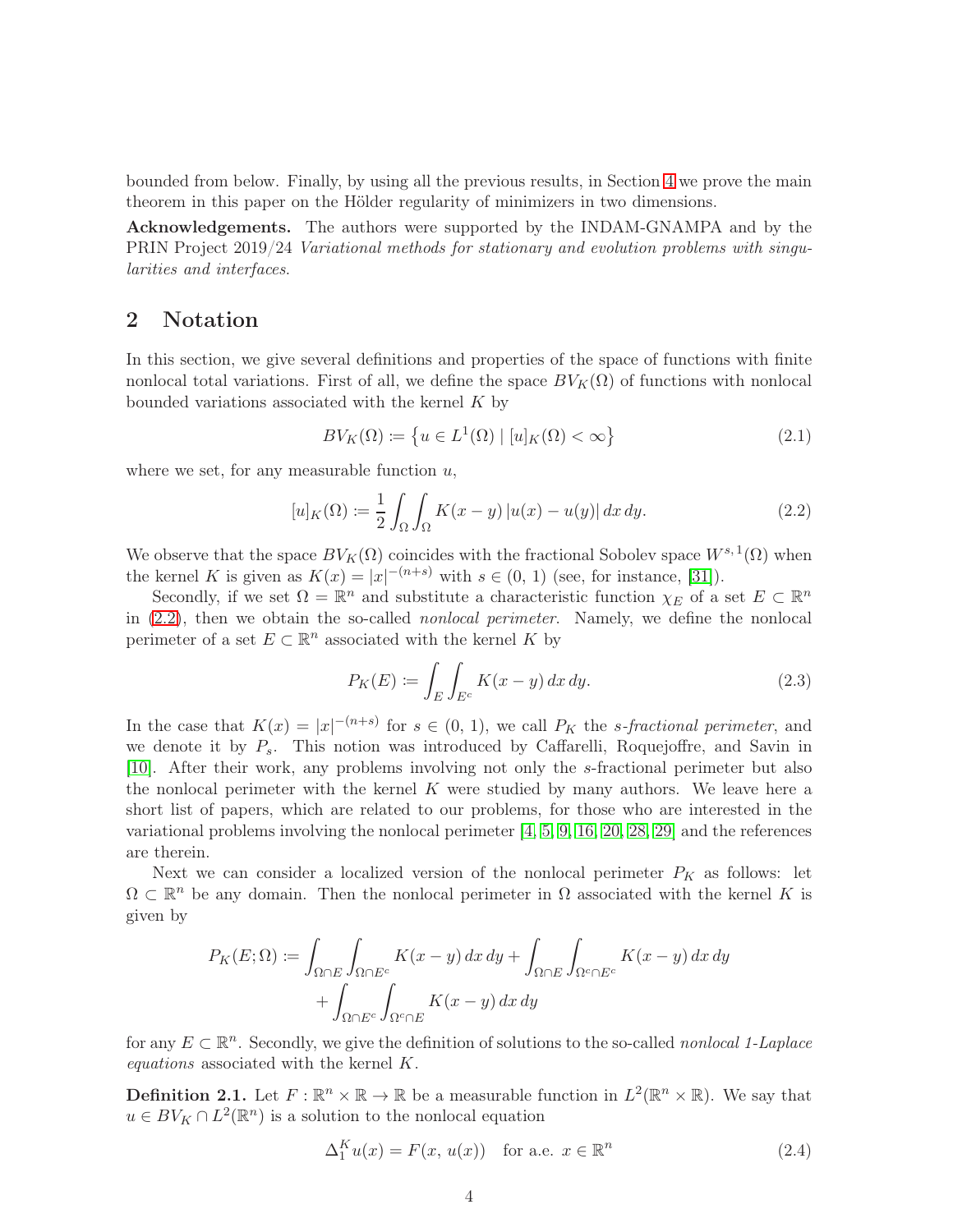bounded from below. Finally, by using all the previous results, in Section 4 we prove the main theorem in this paper on the Hölder regularity of minimizers in two dimensions.

**Acknowledgements.** The authors were supported by the INDAM-GNAMPA and by the PRIN Project 2019/24 *Variational methods for stationary and evolution problems with singularities and interfaces*.

## 2 Notation

In this section, we give several definitions and properties of the space of functions with finite nonlocal total variations. First of all, we define the space $BV_K(\Omega)$ of functions with nonlocal bounded variations associated with the kernel $K$ by

$$BV_K(\Omega) \coloneqq \left\{ u \in L^1(\Omega) \mid [u]_K(\Omega) < \infty \right\} \tag{2.1}$$

where we set, for any measurable function $u$,

$$[u]_K(\Omega) \coloneqq \frac{1}{2} \int_\Omega \int_\Omega K(x-y)\, |u(x) - u(y)| \, dx\, dy. \tag{2.2}$$

We observe that the space $BV_K(\Omega)$ coincides with the fractional Sobolev space $W^{s,1}(\Omega)$ when the kernel $K$ is given as $K(x) = |x|^{-(n+s)}$ with $s \in (0,\,1)$ (see, for instance, [31]).

Secondly, if we set $\Omega = \mathbb{R}^n$ and substitute a characteristic function $\chi_E$ of a set $E \subset \mathbb{R}^n$ in (2.2), then we obtain the so-called *nonlocal perimeter*. Namely, we define the nonlocal perimeter of a set $E \subset \mathbb{R}^n$ associated with the kernel $K$ by

$$P_K(E) \coloneqq \int_E \int_{E^c} K(x-y)\, dx\, dy. \tag{2.3}$$

In the case that $K(x) = |x|^{-(n+s)}$ for $s \in (0,\,1)$, we call $P_K$ the *s-fractional perimeter*, and we denote it by $P_s$. This notion was introduced by Caffarelli, Roquejoffre, and Savin in [10]. After their work, any problems involving not only the $s$-fractional perimeter but also the nonlocal perimeter with the kernel $K$ were studied by many authors. We leave here a short list of papers, which are related to our problems, for those who are interested in the variational problems involving the nonlocal perimeter [4, 5, 9, 16, 20, 28, 29] and the references are therein.

Next we can consider a localized version of the nonlocal perimeter $P_K$ as follows: let $\Omega \subset \mathbb{R}^n$ be any domain. Then the nonlocal perimeter in $\Omega$ associated with the kernel $K$ is given by

$$\begin{aligned} P_K(E;\Omega) \coloneqq & \int_{\Omega \cap E} \int_{\Omega \cap E^c} K(x-y)\, dx\, dy + \int_{\Omega \cap E} \int_{\Omega^c \cap E^c} K(x-y)\, dx\, dy \\ & + \int_{\Omega \cap E^c} \int_{\Omega^c \cap E} K(x-y)\, dx\, dy \end{aligned}$$

for any $E \subset \mathbb{R}^n$. Secondly, we give the definition of solutions to the so-called *nonlocal 1-Laplace equations* associated with the kernel $K$.

**Definition 2.1.** Let $F : \mathbb{R}^n \times \mathbb{R} \to \mathbb{R}$ be a measurable function in $L^2(\mathbb{R}^n \times \mathbb{R})$. We say that $u \in BV_K \cap L^2(\mathbb{R}^n)$ is a solution to the nonlocal equation

$$\Delta_1^K u(x) = F(x,\, u(x)) \quad \text{for a.e. } x \in \mathbb{R}^n \tag{2.4}$$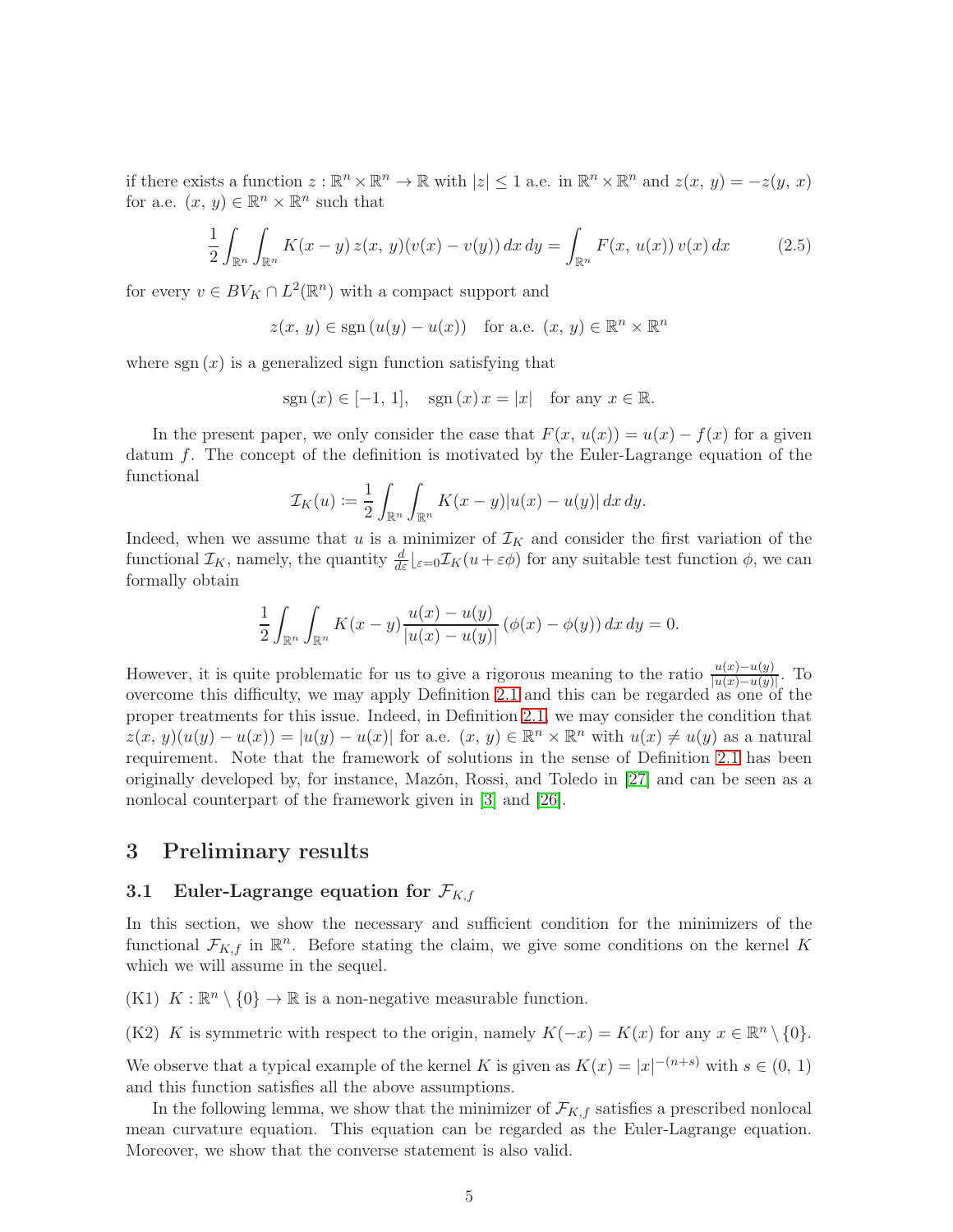if there exists a function $z : \mathbb{R}^n \times \mathbb{R}^n \to \mathbb{R}$ with $|z| \leq 1$ a.e. in $\mathbb{R}^n \times \mathbb{R}^n$ and $z(x, y) = -z(y, x)$ for a.e. $(x, y) \in \mathbb{R}^n \times \mathbb{R}^n$ such that

$$\frac{1}{2} \int_{\mathbb{R}^n} \int_{\mathbb{R}^n} K(x - y)\, z(x, y)(v(x) - v(y))\, dx\, dy = \int_{\mathbb{R}^n} F(x, u(x))\, v(x)\, dx \tag{2.5}$$

for every $v \in BV_K \cap L^2(\mathbb{R}^n)$ with a compact support and

$$z(x, y) \in \operatorname{sgn}(u(y) - u(x)) \quad \text{for a.e. } (x, y) \in \mathbb{R}^n \times \mathbb{R}^n$$

where $\operatorname{sgn}(x)$ is a generalized sign function satisfying that

$$\operatorname{sgn}(x) \in [-1, 1], \quad \operatorname{sgn}(x)\, x = |x| \quad \text{for any } x \in \mathbb{R}.$$

In the present paper, we only consider the case that $F(x, u(x)) = u(x) - f(x)$ for a given datum $f$. The concept of the definition is motivated by the Euler-Lagrange equation of the functional

$$\mathcal{I}_K(u) \coloneqq \frac{1}{2} \int_{\mathbb{R}^n} \int_{\mathbb{R}^n} K(x - y)|u(x) - u(y)|\, dx\, dy.$$

Indeed, when we assume that $u$ is a minimizer of $\mathcal{I}_K$ and consider the first variation of the functional $\mathcal{I}_K$, namely, the quantity $\frac{d}{d\varepsilon}\lfloor_{\varepsilon=0} \mathcal{I}_K(u + \varepsilon\phi)$ for any suitable test function $\phi$, we can formally obtain

$$\frac{1}{2} \int_{\mathbb{R}^n} \int_{\mathbb{R}^n} K(x - y) \frac{u(x) - u(y)}{|u(x) - u(y)|} (\phi(x) - \phi(y))\, dx\, dy = 0.$$

However, it is quite problematic for us to give a rigorous meaning to the ratio $\frac{u(x)-u(y)}{|u(x)-u(y)|}$. To overcome this difficulty, we may apply Definition 2.1 and this can be regarded as one of the proper treatments for this issue. Indeed, in Definition 2.1, we may consider the condition that $z(x, y)(u(y) - u(x)) = |u(y) - u(x)|$ for a.e. $(x, y) \in \mathbb{R}^n \times \mathbb{R}^n$ with $u(x) \neq u(y)$ as a natural requirement. Note that the framework of solutions in the sense of Definition 2.1 has been originally developed by, for instance, Mazón, Rossi, and Toledo in [27] and can be seen as a nonlocal counterpart of the framework given in [3] and [26].

# 3 Preliminary results

## 3.1 Euler-Lagrange equation for $\mathcal{F}_{K,f}$

In this section, we show the necessary and sufficient condition for the minimizers of the functional $\mathcal{F}_{K,f}$ in $\mathbb{R}^n$. Before stating the claim, we give some conditions on the kernel $K$ which we will assume in the sequel.

(K1) $K : \mathbb{R}^n \setminus \{0\} \to \mathbb{R}$ is a non-negative measurable function.

(K2) $K$ is symmetric with respect to the origin, namely $K(-x) = K(x)$ for any $x \in \mathbb{R}^n \setminus \{0\}$.

We observe that a typical example of the kernel $K$ is given as $K(x) = |x|^{-(n+s)}$ with $s \in (0, 1)$ and this function satisfies all the above assumptions.

In the following lemma, we show that the minimizer of $\mathcal{F}_{K,f}$ satisfies a prescribed nonlocal mean curvature equation. This equation can be regarded as the Euler-Lagrange equation. Moreover, we show that the converse statement is also valid.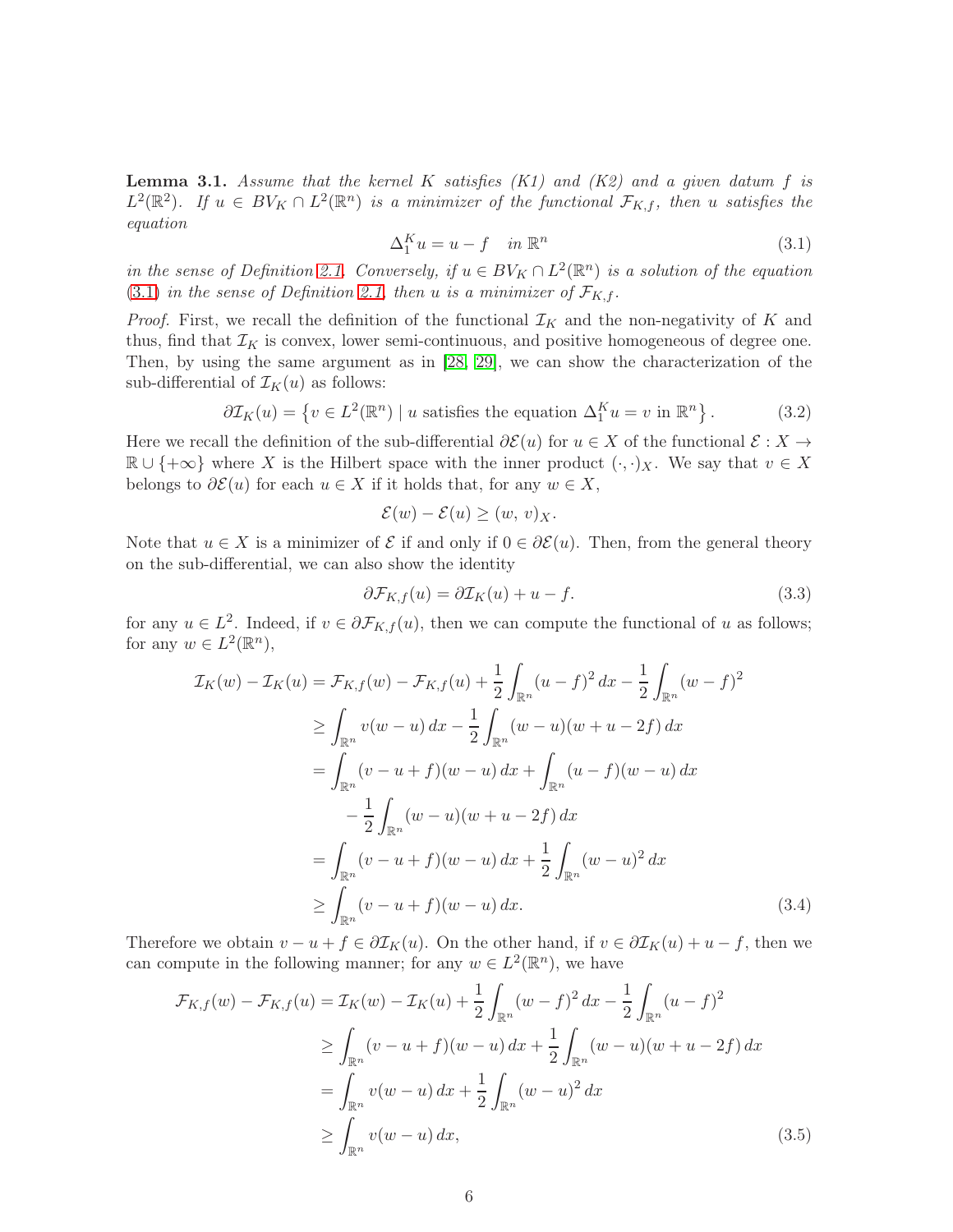**Lemma 3.1.** *Assume that the kernel $K$ satisfies (K1) and (K2) and a given datum $f$ is $L^2(\mathbb{R}^2)$. If $u \in BV_K \cap L^2(\mathbb{R}^n)$ is a minimizer of the functional $\mathcal{F}_{K,f}$, then $u$ satisfies the equation*

$$\Delta_1^K u = u - f \quad \text{in } \mathbb{R}^n \tag{3.1}$$

*in the sense of Definition 2.1. Conversely, if $u \in BV_K \cap L^2(\mathbb{R}^n)$ is a solution of the equation (3.1) in the sense of Definition 2.1, then $u$ is a minimizer of $\mathcal{F}_{K,f}$.*

*Proof.* First, we recall the definition of the functional $\mathcal{I}_K$ and the non-negativity of $K$ and thus, find that $\mathcal{I}_K$ is convex, lower semi-continuous, and positive homogeneous of degree one. Then, by using the same argument as in [28, 29], we can show the characterization of the sub-differential of $\mathcal{I}_K(u)$ as follows:

$$\partial \mathcal{I}_K(u) = \left\{ v \in L^2(\mathbb{R}^n) \mid u \text{ satisfies the equation } \Delta_1^K u = v \text{ in } \mathbb{R}^n \right\}. \tag{3.2}$$

Here we recall the definition of the sub-differential $\partial \mathcal{E}(u)$ for $u \in X$ of the functional $\mathcal{E} : X \to \mathbb{R} \cup \{+\infty\}$ where $X$ is the Hilbert space with the inner product $(\cdot, \cdot)_X$. We say that $v \in X$ belongs to $\partial \mathcal{E}(u)$ for each $u \in X$ if it holds that, for any $w \in X$,

$$\mathcal{E}(w) - \mathcal{E}(u) \geq (w,\, v)_X.$$

Note that $u \in X$ is a minimizer of $\mathcal{E}$ if and only if $0 \in \partial \mathcal{E}(u)$. Then, from the general theory on the sub-differential, we can also show the identity

$$\partial \mathcal{F}_{K,f}(u) = \partial \mathcal{I}_K(u) + u - f. \tag{3.3}$$

for any $u \in L^2$. Indeed, if $v \in \partial \mathcal{F}_{K,f}(u)$, then we can compute the functional of $u$ as follows; for any $w \in L^2(\mathbb{R}^n)$,

$$\begin{aligned}
\mathcal{I}_K(w) - \mathcal{I}_K(u) &= \mathcal{F}_{K,f}(w) - \mathcal{F}_{K,f}(u) + \frac{1}{2}\int_{\mathbb{R}^n} (u - f)^2 \, dx - \frac{1}{2}\int_{\mathbb{R}^n} (w - f)^2 \\
&\geq \int_{\mathbb{R}^n} v(w - u)\, dx - \frac{1}{2}\int_{\mathbb{R}^n} (w - u)(w + u - 2f)\, dx \\
&= \int_{\mathbb{R}^n} (v - u + f)(w - u)\, dx + \int_{\mathbb{R}^n} (u - f)(w - u)\, dx \\
&\quad - \frac{1}{2}\int_{\mathbb{R}^n} (w - u)(w + u - 2f)\, dx \\
&= \int_{\mathbb{R}^n} (v - u + f)(w - u)\, dx + \frac{1}{2}\int_{\mathbb{R}^n} (w - u)^2\, dx \\
&\geq \int_{\mathbb{R}^n} (v - u + f)(w - u)\, dx.
\end{aligned} \tag{3.4}$$

Therefore we obtain $v - u + f \in \partial \mathcal{I}_K(u)$. On the other hand, if $v \in \partial \mathcal{I}_K(u) + u - f$, then we can compute in the following manner; for any $w \in L^2(\mathbb{R}^n)$, we have

$$\begin{aligned}
\mathcal{F}_{K,f}(w) - \mathcal{F}_{K,f}(u) &= \mathcal{I}_K(w) - \mathcal{I}_K(u) + \frac{1}{2}\int_{\mathbb{R}^n} (w - f)^2 \, dx - \frac{1}{2}\int_{\mathbb{R}^n} (u - f)^2 \\
&\geq \int_{\mathbb{R}^n} (v - u + f)(w - u)\, dx + \frac{1}{2}\int_{\mathbb{R}^n} (w - u)(w + u - 2f)\, dx \\
&= \int_{\mathbb{R}^n} v(w - u)\, dx + \frac{1}{2}\int_{\mathbb{R}^n} (w - u)^2\, dx \\
&\geq \int_{\mathbb{R}^n} v(w - u)\, dx,
\end{aligned} \tag{3.5}$$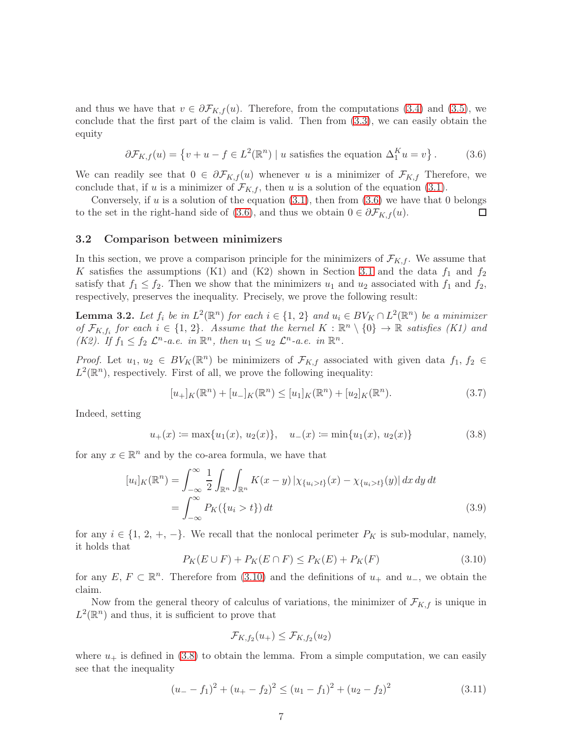and thus we have that $v \in \partial \mathcal{F}_{K,f}(u)$. Therefore, from the computations (3.4) and (3.5), we conclude that the first part of the claim is valid. Then from (3.3), we can easily obtain the equity

$$
\partial \mathcal{F}_{K,f}(u) = \left\{ v + u - f \in L^2(\mathbb{R}^n) \mid u \text{ satisfies the equation } \Delta_1^K u = v \right\}. \tag{3.6}
$$

We can readily see that $0 \in \partial \mathcal{F}_{K,f}(u)$ whenever $u$ is a minimizer of $\mathcal{F}_{K,f}$ Therefore, we conclude that, if $u$ is a minimizer of $\mathcal{F}_{K,f}$, then $u$ is a solution of the equation (3.1).

Conversely, if $u$ is a solution of the equation (3.1), then from (3.6) we have that 0 belongs to the set in the right-hand side of (3.6), and thus we obtain $0 \in \partial \mathcal{F}_{K,f}(u)$. □

### 3.2 Comparison between minimizers

In this section, we prove a comparison principle for the minimizers of $\mathcal{F}_{K,f}$. We assume that $K$ satisfies the assumptions (K1) and (K2) shown in Section 3.1 and the data $f_1$ and $f_2$ satisfy that $f_1 \le f_2$. Then we show that the minimizers $u_1$ and $u_2$ associated with $f_1$ and $f_2$, respectively, preserves the inequality. Precisely, we prove the following result:

**Lemma 3.2.** *Let $f_i$ be in $L^2(\mathbb{R}^n)$ for each $i \in \{1, 2\}$ and $u_i \in BV_K \cap L^2(\mathbb{R}^n)$ be a minimizer of $\mathcal{F}_{K,f_i}$ for each $i \in \{1, 2\}$. Assume that the kernel $K : \mathbb{R}^n \setminus \{0\} \to \mathbb{R}$ satisfies (K1) and (K2). If $f_1 \le f_2$ $\mathcal{L}^n$-a.e. in $\mathbb{R}^n$, then $u_1 \le u_2$ $\mathcal{L}^n$-a.e. in $\mathbb{R}^n$.*

*Proof.* Let $u_1, u_2 \in BV_K(\mathbb{R}^n)$ be minimizers of $\mathcal{F}_{K,f}$ associated with given data $f_1, f_2 \in L^2(\mathbb{R}^n)$, respectively. First of all, we prove the following inequality:

$$
[u_+]_K(\mathbb{R}^n) + [u_-]_K(\mathbb{R}^n) \le [u_1]_K(\mathbb{R}^n) + [u_2]_K(\mathbb{R}^n). \tag{3.7}
$$

Indeed, setting

$$
u_+(x) \coloneqq \max\{u_1(x), u_2(x)\}, \quad u_-(x) \coloneqq \min\{u_1(x), u_2(x)\} \tag{3.8}
$$

for any $x \in \mathbb{R}^n$ and by the co-area formula, we have that

$$
\begin{aligned}
[u_i]_K(\mathbb{R}^n) &= \int_{-\infty}^{\infty} \frac{1}{2} \int_{\mathbb{R}^n} \int_{\mathbb{R}^n} K(x-y) \, |\chi_{\{u_i > t\}}(x) - \chi_{\{u_i > t\}}(y)| \, dx \, dy \, dt \\
&= \int_{-\infty}^{\infty} P_K(\{u_i > t\}) \, dt
\end{aligned} \tag{3.9}
$$

for any $i \in \{1, 2, +, -\}$. We recall that the nonlocal perimeter $P_K$ is sub-modular, namely, it holds that

$$
P_K(E \cup F) + P_K(E \cap F) \le P_K(E) + P_K(F) \tag{3.10}
$$

for any $E, F \subset \mathbb{R}^n$. Therefore from (3.10) and the definitions of $u_+$ and $u_-$, we obtain the claim.

Now from the general theory of calculus of variations, the minimizer of $\mathcal{F}_{K,f}$ is unique in $L^2(\mathbb{R}^n)$ and thus, it is sufficient to prove that

$$
\mathcal{F}_{K,f_2}(u_+) \le \mathcal{F}_{K,f_2}(u_2)
$$

where $u_+$ is defined in (3.8) to obtain the lemma. From a simple computation, we can easily see that the inequality

$$
(u_- - f_1)^2 + (u_+ - f_2)^2 \le (u_1 - f_1)^2 + (u_2 - f_2)^2 \tag{3.11}
$$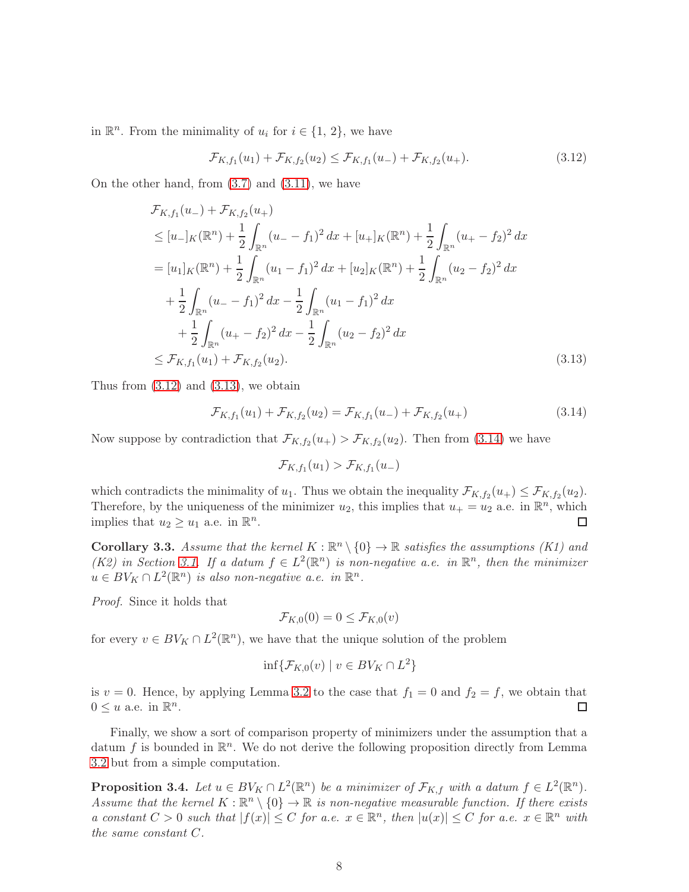in $\mathbb{R}^n$. From the minimality of $u_i$ for $i \in \{1, 2\}$, we have

$$\mathcal{F}_{K,f_1}(u_1) + \mathcal{F}_{K,f_2}(u_2) \leq \mathcal{F}_{K,f_1}(u_-) + \mathcal{F}_{K,f_2}(u_+). \tag{3.12}$$

On the other hand, from (3.7) and (3.11), we have

$$\begin{aligned}
&\mathcal{F}_{K,f_1}(u_-) + \mathcal{F}_{K,f_2}(u_+) \\
&\leq [u_-]_K(\mathbb{R}^n) + \frac{1}{2}\int_{\mathbb{R}^n} (u_- - f_1)^2\,dx + [u_+]_K(\mathbb{R}^n) + \frac{1}{2}\int_{\mathbb{R}^n} (u_+ - f_2)^2\,dx \\
&= [u_1]_K(\mathbb{R}^n) + \frac{1}{2}\int_{\mathbb{R}^n} (u_1 - f_1)^2\,dx + [u_2]_K(\mathbb{R}^n) + \frac{1}{2}\int_{\mathbb{R}^n} (u_2 - f_2)^2\,dx \\
&\quad + \frac{1}{2}\int_{\mathbb{R}^n} (u_- - f_1)^2\,dx - \frac{1}{2}\int_{\mathbb{R}^n} (u_1 - f_1)^2\,dx \\
&\quad + \frac{1}{2}\int_{\mathbb{R}^n} (u_+ - f_2)^2\,dx - \frac{1}{2}\int_{\mathbb{R}^n} (u_2 - f_2)^2\,dx \\
&\leq \mathcal{F}_{K,f_1}(u_1) + \mathcal{F}_{K,f_2}(u_2).
\end{aligned} \tag{3.13}$$

Thus from (3.12) and (3.13), we obtain

$$\mathcal{F}_{K,f_1}(u_1) + \mathcal{F}_{K,f_2}(u_2) = \mathcal{F}_{K,f_1}(u_-) + \mathcal{F}_{K,f_2}(u_+) \tag{3.14}$$

Now suppose by contradiction that $\mathcal{F}_{K,f_2}(u_+) > \mathcal{F}_{K,f_2}(u_2)$. Then from (3.14) we have

$$\mathcal{F}_{K,f_1}(u_1) > \mathcal{F}_{K,f_1}(u_-)$$

which contradicts the minimality of $u_1$. Thus we obtain the inequality $\mathcal{F}_{K,f_2}(u_+) \leq \mathcal{F}_{K,f_2}(u_2)$. Therefore, by the uniqueness of the minimizer $u_2$, this implies that $u_+ = u_2$ a.e. in $\mathbb{R}^n$, which implies that $u_2 \geq u_1$ a.e. in $\mathbb{R}^n$. ∎

**Corollary 3.3.** *Assume that the kernel $K : \mathbb{R}^n \setminus \{0\} \to \mathbb{R}$ satisfies the assumptions (K1) and (K2) in Section 3.1. If a datum $f \in L^2(\mathbb{R}^n)$ is non-negative a.e. in $\mathbb{R}^n$, then the minimizer $u \in BV_K \cap L^2(\mathbb{R}^n)$ is also non-negative a.e. in $\mathbb{R}^n$.*

*Proof.* Since it holds that

$$\mathcal{F}_{K,0}(0) = 0 \leq \mathcal{F}_{K,0}(v)$$

for every $v \in BV_K \cap L^2(\mathbb{R}^n)$, we have that the unique solution of the problem

$$\inf\{\mathcal{F}_{K,0}(v) \mid v \in BV_K \cap L^2\}$$

is $v = 0$. Hence, by applying Lemma 3.2 to the case that $f_1 = 0$ and $f_2 = f$, we obtain that $0 \leq u$ a.e. in $\mathbb{R}^n$. ∎

Finally, we show a sort of comparison property of minimizers under the assumption that a datum $f$ is bounded in $\mathbb{R}^n$. We do not derive the following proposition directly from Lemma 3.2 but from a simple computation.

**Proposition 3.4.** *Let $u \in BV_K \cap L^2(\mathbb{R}^n)$ be a minimizer of $\mathcal{F}_{K,f}$ with a datum $f \in L^2(\mathbb{R}^n)$. Assume that the kernel $K : \mathbb{R}^n \setminus \{0\} \to \mathbb{R}$ is non-negative measurable function. If there exists a constant $C > 0$ such that $|f(x)| \leq C$ for a.e. $x \in \mathbb{R}^n$, then $|u(x)| \leq C$ for a.e. $x \in \mathbb{R}^n$ with the same constant $C$.*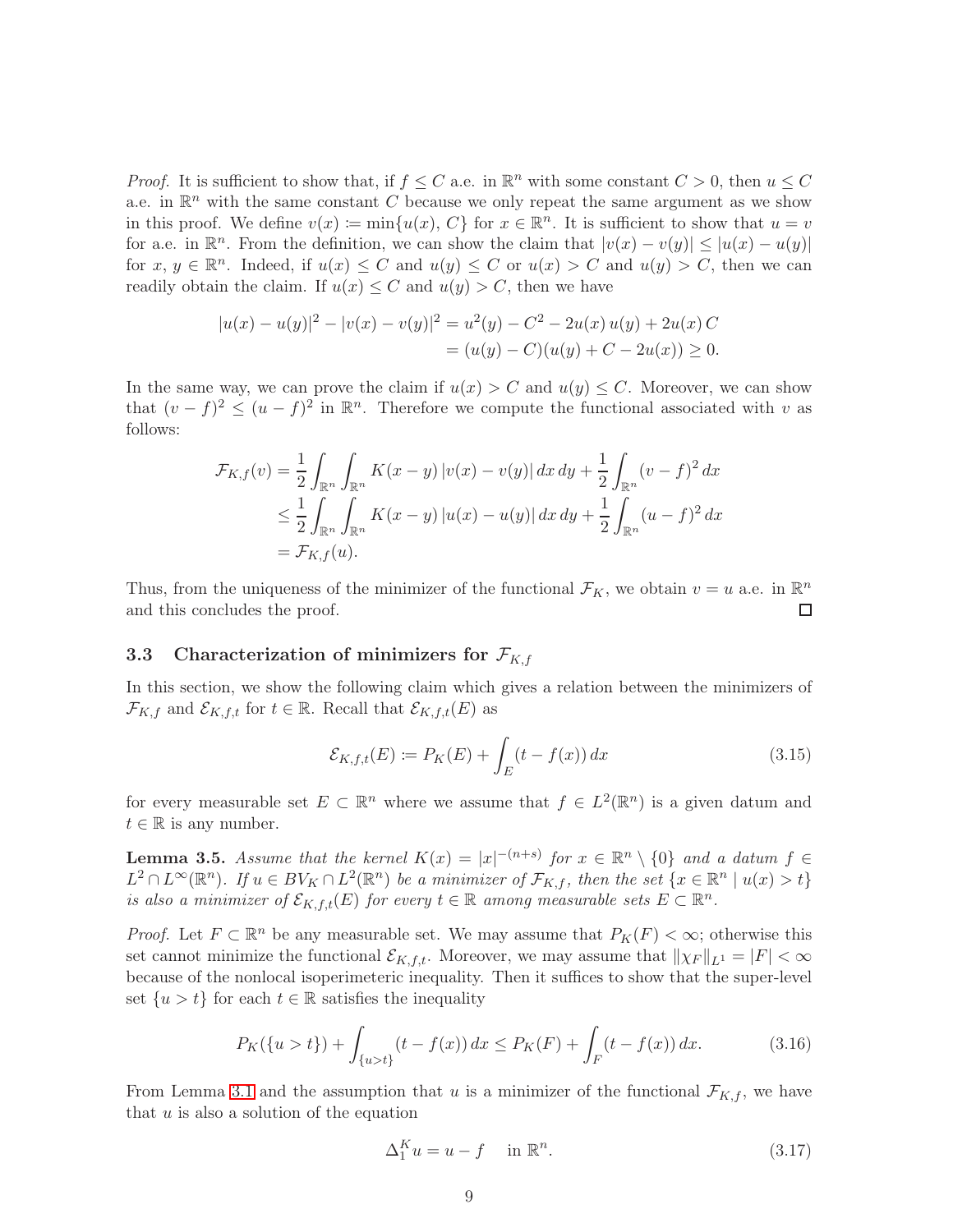*Proof.* It is sufficient to show that, if $f \le C$ a.e. in $\mathbb{R}^n$ with some constant $C > 0$, then $u \le C$ a.e. in $\mathbb{R}^n$ with the same constant $C$ because we only repeat the same argument as we show in this proof. We define $v(x) \coloneqq \min\{u(x),\, C\}$ for $x \in \mathbb{R}^n$. It is sufficient to show that $u = v$ for a.e. in $\mathbb{R}^n$. From the definition, we can show the claim that $|v(x) - v(y)| \le |u(x) - u(y)|$ for $x,\, y \in \mathbb{R}^n$. Indeed, if $u(x) \le C$ and $u(y) \le C$ or $u(x) > C$ and $u(y) > C$, then we can readily obtain the claim. If $u(x) \le C$ and $u(y) > C$, then we have

$$
\begin{aligned}
|u(x) - u(y)|^2 - |v(x) - v(y)|^2 &= u^2(y) - C^2 - 2u(x)\,u(y) + 2u(x)\,C \\
&= (u(y) - C)(u(y) + C - 2u(x)) \ge 0.
\end{aligned}
$$

In the same way, we can prove the claim if $u(x) > C$ and $u(y) \le C$. Moreover, we can show that $(v - f)^2 \le (u - f)^2$ in $\mathbb{R}^n$. Therefore we compute the functional associated with $v$ as follows:

$$
\begin{aligned}
\mathcal{F}_{K,f}(v) &= \frac{1}{2}\int_{\mathbb{R}^n}\int_{\mathbb{R}^n} K(x-y)\,|v(x) - v(y)|\,dx\,dy + \frac{1}{2}\int_{\mathbb{R}^n} (v-f)^2\,dx \\
&\le \frac{1}{2}\int_{\mathbb{R}^n}\int_{\mathbb{R}^n} K(x-y)\,|u(x) - u(y)|\,dx\,dy + \frac{1}{2}\int_{\mathbb{R}^n} (u-f)^2\,dx \\
&= \mathcal{F}_{K,f}(u).
\end{aligned}
$$

Thus, from the uniqueness of the minimizer of the functional $\mathcal{F}_K$, we obtain $v = u$ a.e. in $\mathbb{R}^n$ and this concludes the proof. ∎

### 3.3 Characterization of minimizers for $\mathcal{F}_{K,f}$

In this section, we show the following claim which gives a relation between the minimizers of $\mathcal{F}_{K,f}$ and $\mathcal{E}_{K,f,t}$ for $t \in \mathbb{R}$. Recall that $\mathcal{E}_{K,f,t}(E)$ as

$$
\mathcal{E}_{K,f,t}(E) \coloneqq P_K(E) + \int_E (t - f(x))\,dx \tag{3.15}
$$

for every measurable set $E \subset \mathbb{R}^n$ where we assume that $f \in L^2(\mathbb{R}^n)$ is a given datum and $t \in \mathbb{R}$ is any number.

**Lemma 3.5.** *Assume that the kernel $K(x) = |x|^{-(n+s)}$ for $x \in \mathbb{R}^n \setminus \{0\}$ and a datum $f \in L^2 \cap L^\infty(\mathbb{R}^n)$. If $u \in BV_K \cap L^2(\mathbb{R}^n)$ be a minimizer of $\mathcal{F}_{K,f}$, then the set $\{x \in \mathbb{R}^n \mid u(x) > t\}$ is also a minimizer of $\mathcal{E}_{K,f,t}(E)$ for every $t \in \mathbb{R}$ among measurable sets $E \subset \mathbb{R}^n$.*

*Proof.* Let $F \subset \mathbb{R}^n$ be any measurable set. We may assume that $P_K(F) < \infty$; otherwise this set cannot minimize the functional $\mathcal{E}_{K,f,t}$. Moreover, we may assume that $\|\chi_F\|_{L^1} = |F| < \infty$ because of the nonlocal isoperimeteric inequality. Then it suffices to show that the super-level set $\{u > t\}$ for each $t \in \mathbb{R}$ satisfies the inequality

$$
P_K(\{u > t\}) + \int_{\{u>t\}} (t - f(x))\,dx \le P_K(F) + \int_F (t - f(x))\,dx. \tag{3.16}
$$

From Lemma 3.1 and the assumption that $u$ is a minimizer of the functional $\mathcal{F}_{K,f}$, we have that $u$ is also a solution of the equation

$$
\Delta_1^K u = u - f \quad \text{in } \mathbb{R}^n. \tag{3.17}
$$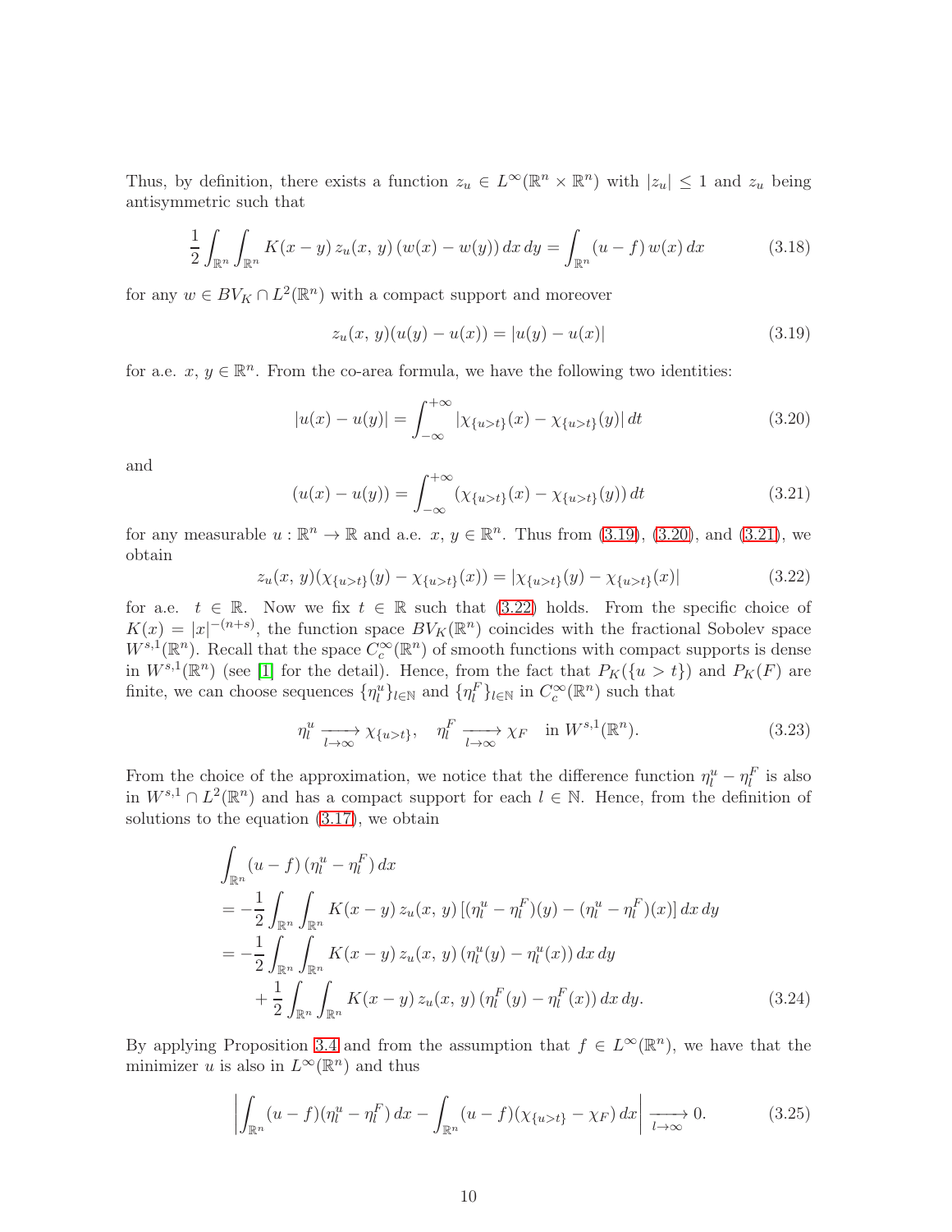Thus, by definition, there exists a function $z_u \in L^\infty(\mathbb{R}^n \times \mathbb{R}^n)$ with $|z_u| \le 1$ and $z_u$ being antisymmetric such that

$$\frac{1}{2}\int_{\mathbb{R}^n}\int_{\mathbb{R}^n} K(x-y)\, z_u(x,\, y)\, (w(x) - w(y))\, dx\, dy = \int_{\mathbb{R}^n} (u - f)\, w(x)\, dx \tag{3.18}$$

for any $w \in BV_K \cap L^2(\mathbb{R}^n)$ with a compact support and moreover

$$z_u(x,\, y)(u(y) - u(x)) = |u(y) - u(x)| \tag{3.19}$$

for a.e. $x,\, y \in \mathbb{R}^n$. From the co-area formula, we have the following two identities:

$$|u(x) - u(y)| = \int_{-\infty}^{+\infty} |\chi_{\{u>t\}}(x) - \chi_{\{u>t\}}(y)|\, dt \tag{3.20}$$

and

$$(u(x) - u(y)) = \int_{-\infty}^{+\infty} (\chi_{\{u>t\}}(x) - \chi_{\{u>t\}}(y))\, dt \tag{3.21}$$

for any measurable $u : \mathbb{R}^n \to \mathbb{R}$ and a.e. $x,\, y \in \mathbb{R}^n$. Thus from (3.19), (3.20), and (3.21), we obtain

$$z_u(x,\, y)(\chi_{\{u>t\}}(y) - \chi_{\{u>t\}}(x)) = |\chi_{\{u>t\}}(y) - \chi_{\{u>t\}}(x)| \tag{3.22}$$

for a.e. $t \in \mathbb{R}$. Now we fix $t \in \mathbb{R}$ such that (3.22) holds. From the specific choice of $K(x) = |x|^{-(n+s)}$, the function space $BV_K(\mathbb{R}^n)$ coincides with the fractional Sobolev space $W^{s,1}(\mathbb{R}^n)$. Recall that the space $C_c^\infty(\mathbb{R}^n)$ of smooth functions with compact supports is dense in $W^{s,1}(\mathbb{R}^n)$ (see [1] for the detail). Hence, from the fact that $P_K(\{u > t\})$ and $P_K(F)$ are finite, we can choose sequences $\{\eta^u_l\}_{l\in\mathbb{N}}$ and $\{\eta^F_l\}_{l\in\mathbb{N}}$ in $C_c^\infty(\mathbb{R}^n)$ such that

$$\eta^u_l \xrightarrow[l\to\infty]{} \chi_{\{u>t\}}, \quad \eta^F_l \xrightarrow[l\to\infty]{} \chi_F \quad \text{in } W^{s,1}(\mathbb{R}^n). \tag{3.23}$$

From the choice of the approximation, we notice that the difference function $\eta^u_l - \eta^F_l$ is also in $W^{s,1} \cap L^2(\mathbb{R}^n)$ and has a compact support for each $l \in \mathbb{N}$. Hence, from the definition of solutions to the equation (3.17), we obtain

$$\begin{aligned}
&\int_{\mathbb{R}^n} (u-f)\,(\eta^u_l - \eta^F_l)\, dx \\
&= -\frac{1}{2}\int_{\mathbb{R}^n}\int_{\mathbb{R}^n} K(x-y)\, z_u(x,\, y)\, [(\eta^u_l - \eta^F_l)(y) - (\eta^u_l - \eta^F_l)(x)]\, dx\, dy \\
&= -\frac{1}{2}\int_{\mathbb{R}^n}\int_{\mathbb{R}^n} K(x-y)\, z_u(x,\, y)\, (\eta^u_l(y) - \eta^u_l(x))\, dx\, dy \\
&\quad + \frac{1}{2}\int_{\mathbb{R}^n}\int_{\mathbb{R}^n} K(x-y)\, z_u(x,\, y)\, (\eta^F_l(y) - \eta^F_l(x))\, dx\, dy.
\end{aligned} \tag{3.24}$$

By applying Proposition 3.4 and from the assumption that $f \in L^\infty(\mathbb{R}^n)$, we have that the minimizer $u$ is also in $L^\infty(\mathbb{R}^n)$ and thus

$$\left| \int_{\mathbb{R}^n} (u-f)(\eta^u_l - \eta^F_l)\, dx - \int_{\mathbb{R}^n} (u-f)(\chi_{\{u>t\}} - \chi_F)\, dx \right| \xrightarrow[l\to\infty]{} 0. \tag{3.25}$$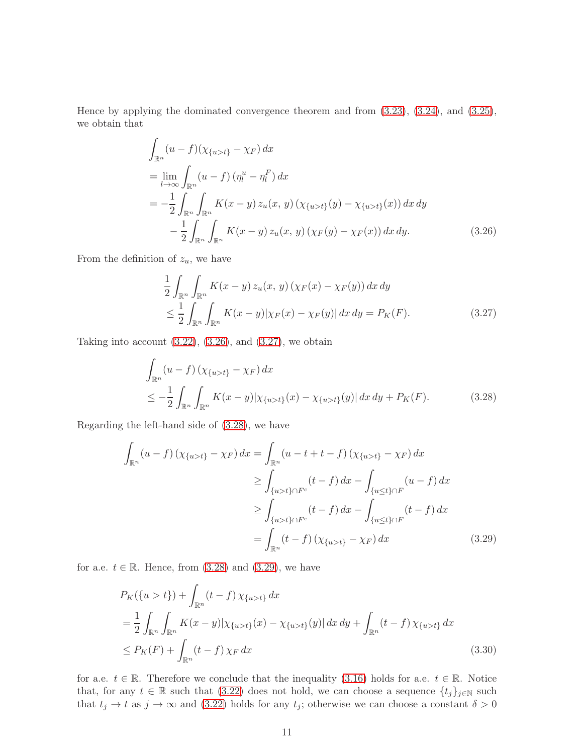Hence by applying the dominated convergence theorem and from (3.23), (3.24), and (3.25), we obtain that

$$
\begin{aligned}
&\int_{\mathbb{R}^n} (u-f)(\chi_{\{u>t\}} - \chi_F)\, dx \\
&= \lim_{l\to\infty} \int_{\mathbb{R}^n} (u-f)\,(\eta_l^u - \eta_l^F)\, dx \\
&= -\frac{1}{2}\int_{\mathbb{R}^n}\int_{\mathbb{R}^n} K(x-y)\, z_u(x,\, y)\,(\chi_{\{u>t\}}(y) - \chi_{\{u>t\}}(x))\, dx\, dy \\
&\quad - \frac{1}{2}\int_{\mathbb{R}^n}\int_{\mathbb{R}^n} K(x-y)\, z_u(x,\, y)\,(\chi_F(y) - \chi_F(x))\, dx\, dy. \qquad (3.26)
\end{aligned}
$$

From the definition of $z_u$, we have

$$
\begin{aligned}
&\frac{1}{2}\int_{\mathbb{R}^n}\int_{\mathbb{R}^n} K(x-y)\, z_u(x,\, y)\,(\chi_F(x) - \chi_F(y))\, dx\, dy \\
&\leq \frac{1}{2}\int_{\mathbb{R}^n}\int_{\mathbb{R}^n} K(x-y)|\chi_F(x) - \chi_F(y)|\, dx\, dy = P_K(F). \qquad (3.27)
\end{aligned}
$$

Taking into account (3.22), (3.26), and (3.27), we obtain

$$
\begin{aligned}
&\int_{\mathbb{R}^n} (u-f)\,(\chi_{\{u>t\}} - \chi_F)\, dx \\
&\leq -\frac{1}{2}\int_{\mathbb{R}^n}\int_{\mathbb{R}^n} K(x-y)|\chi_{\{u>t\}}(x) - \chi_{\{u>t\}}(y)|\, dx\, dy + P_K(F). \qquad (3.28)
\end{aligned}
$$

Regarding the left-hand side of (3.28), we have

$$
\begin{aligned}
\int_{\mathbb{R}^n} (u-f)\,(\chi_{\{u>t\}} - \chi_F)\, dx &= \int_{\mathbb{R}^n} (u-t+t-f)\,(\chi_{\{u>t\}} - \chi_F)\, dx \\
&\geq \int_{\{u>t\}\cap F^c} (t-f)\, dx - \int_{\{u\leq t\}\cap F} (u-f)\, dx \\
&\geq \int_{\{u>t\}\cap F^c} (t-f)\, dx - \int_{\{u\leq t\}\cap F} (t-f)\, dx \\
&= \int_{\mathbb{R}^n} (t-f)\,(\chi_{\{u>t\}} - \chi_F)\, dx \qquad (3.29)
\end{aligned}
$$

for a.e. $t \in \mathbb{R}$. Hence, from (3.28) and (3.29), we have

$$
\begin{aligned}
&P_K(\{u>t\}) + \int_{\mathbb{R}^n} (t-f)\,\chi_{\{u>t\}}\, dx \\
&= \frac{1}{2}\int_{\mathbb{R}^n}\int_{\mathbb{R}^n} K(x-y)|\chi_{\{u>t\}}(x) - \chi_{\{u>t\}}(y)|\, dx\, dy + \int_{\mathbb{R}^n} (t-f)\,\chi_{\{u>t\}}\, dx \\
&\leq P_K(F) + \int_{\mathbb{R}^n} (t-f)\,\chi_F\, dx \qquad (3.30)
\end{aligned}
$$

for a.e. $t \in \mathbb{R}$. Therefore we conclude that the inequality (3.16) holds for a.e. $t \in \mathbb{R}$. Notice that, for any $t \in \mathbb{R}$ such that (3.22) does not hold, we can choose a sequence $\{t_j\}_{j\in\mathbb{N}}$ such that $t_j \to t$ as $j \to \infty$ and (3.22) holds for any $t_j$; otherwise we can choose a constant $\delta > 0$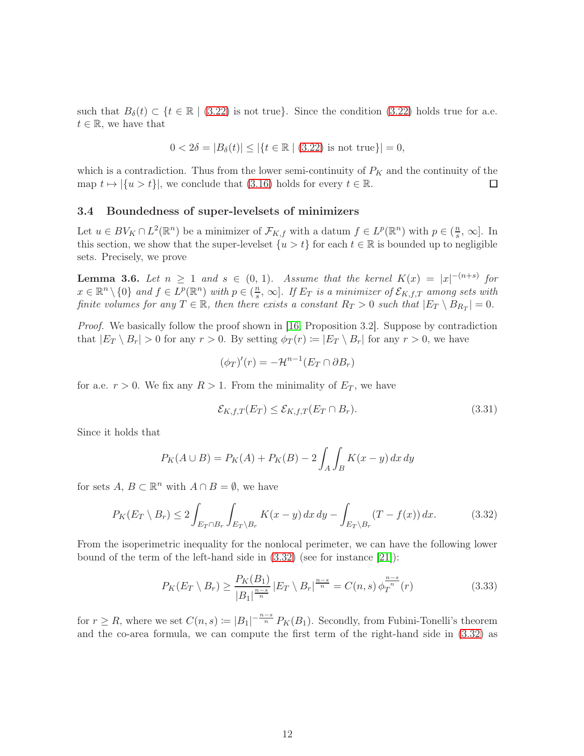such that $B_\delta(t) \subset \{t \in \mathbb{R} \mid (3.22) \text{ is not true}\}$. Since the condition (3.22) holds true for a.e. $t \in \mathbb{R}$, we have that

$$0 < 2\delta = |B_\delta(t)| \leq |\{t \in \mathbb{R} \mid (3.22) \text{ is not true}\}| = 0,$$

which is a contradiction. Thus from the lower semi-continuity of $P_K$ and the continuity of the map $t \mapsto |\{u > t\}|$, we conclude that (3.16) holds for every $t \in \mathbb{R}$. $\square$

### 3.4 Boundedness of super-levelsets of minimizers

Let $u \in BV_K \cap L^2(\mathbb{R}^n)$ be a minimizer of $\mathcal{F}_{K,f}$ with a datum $f \in L^p(\mathbb{R}^n)$ with $p \in (\frac{n}{s}, \infty]$. In this section, we show that the super-levelset $\{u > t\}$ for each $t \in \mathbb{R}$ is bounded up to negligible sets. Precisely, we prove

**Lemma 3.6.** *Let $n \geq 1$ and $s \in (0, 1)$. Assume that the kernel $K(x) = |x|^{-(n+s)}$ for $x \in \mathbb{R}^n \setminus \{0\}$ and $f \in L^p(\mathbb{R}^n)$ with $p \in (\frac{n}{s}, \infty]$. If $E_T$ is a minimizer of $\mathcal{E}_{K,f,T}$ among sets with finite volumes for any $T \in \mathbb{R}$, then there exists a constant $R_T > 0$ such that $|E_T \setminus B_{R_T}| = 0$.*

*Proof.* We basically follow the proof shown in [16, Proposition 3.2]. Suppose by contradiction that $|E_T \setminus B_r| > 0$ for any $r > 0$. By setting $\phi_T(r) := |E_T \setminus B_r|$ for any $r > 0$, we have

$$(\phi_T)'(r) = -\mathcal{H}^{n-1}(E_T \cap \partial B_r)$$

for a.e. $r > 0$. We fix any $R > 1$. From the minimality of $E_T$, we have

$$\mathcal{E}_{K,f,T}(E_T) \leq \mathcal{E}_{K,f,T}(E_T \cap B_r). \tag{3.31}$$

Since it holds that

$$P_K(A \cup B) = P_K(A) + P_K(B) - 2 \int_A \int_B K(x-y)\, dx\, dy$$

for sets $A$, $B \subset \mathbb{R}^n$ with $A \cap B = \emptyset$, we have

$$P_K(E_T \setminus B_r) \leq 2 \int_{E_T \cap B_r} \int_{E_T \setminus B_r} K(x-y)\, dx\, dy - \int_{E_T \setminus B_r} (T - f(x))\, dx. \tag{3.32}$$

From the isoperimetric inequality for the nonlocal perimeter, we can have the following lower bound of the term of the left-hand side in (3.32) (see for instance [21]):

$$P_K(E_T \setminus B_r) \geq \frac{P_K(B_1)}{|B_1|^{\frac{n-s}{n}}} |E_T \setminus B_r|^{\frac{n-s}{n}} = C(n,s)\, \phi_T^{\frac{n-s}{n}}(r) \tag{3.33}$$

for $r \geq R$, where we set $C(n,s) := |B_1|^{-\frac{n-s}{n}} P_K(B_1)$. Secondly, from Fubini-Tonelli's theorem and the co-area formula, we can compute the first term of the right-hand side in (3.32) as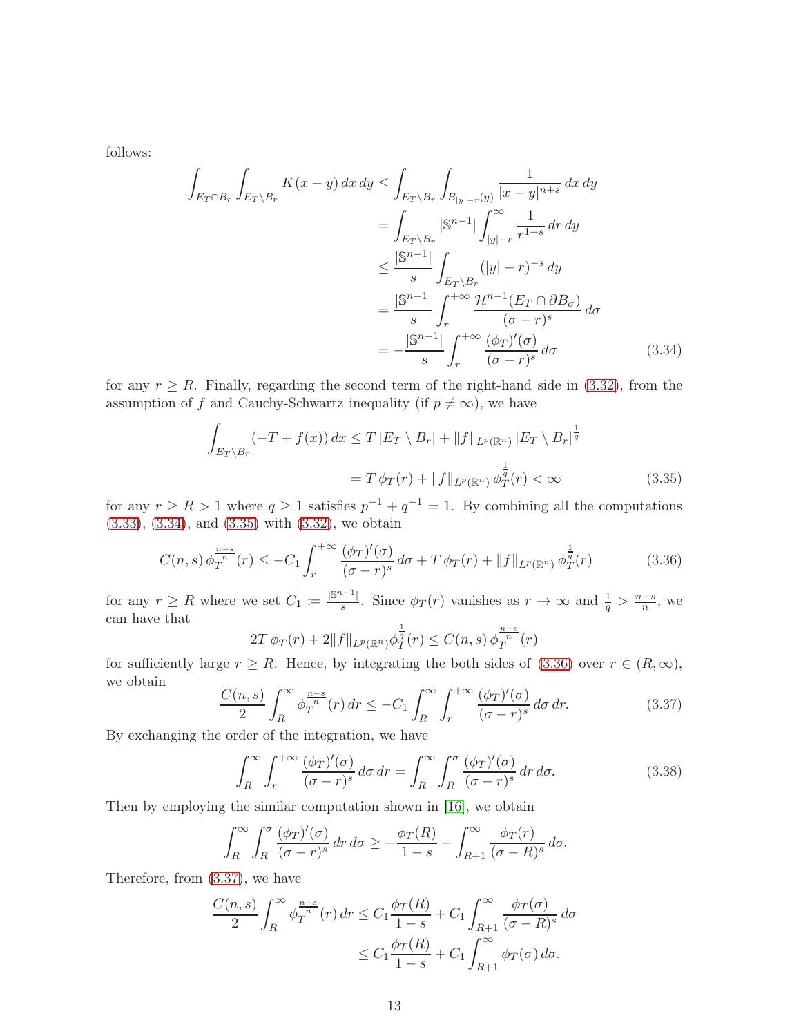follows:

$$
\begin{aligned}
\int_{E_T\cap B_r}\int_{E_T\setminus B_r} K(x-y)\,dx\,dy &\leq \int_{E_T\setminus B_r}\int_{B_{|y|-r}(y)} \frac{1}{|x-y|^{n+s}}\,dx\,dy \\
&= \int_{E_T\setminus B_r} |\mathbb{S}^{n-1}| \int_{|y|-r}^{\infty} \frac{1}{r^{1+s}}\,dr\,dy \\
&\leq \frac{|\mathbb{S}^{n-1}|}{s}\int_{E_T\setminus B_r} (|y|-r)^{-s}\,dy \\
&= \frac{|\mathbb{S}^{n-1}|}{s}\int_r^{+\infty} \frac{\mathcal{H}^{n-1}(E_T\cap\partial B_\sigma)}{(\sigma-r)^s}\,d\sigma \\
&= -\frac{|\mathbb{S}^{n-1}|}{s}\int_r^{+\infty} \frac{(\phi_T)'(\sigma)}{(\sigma-r)^s}\,d\sigma
\end{aligned}
\tag{3.34}
$$

for any $r \geq R$. Finally, regarding the second term of the right-hand side in (3.32), from the assumption of $f$ and Cauchy-Schwartz inequality (if $p \neq \infty$), we have

$$
\begin{aligned}
\int_{E_T\setminus B_r} (-T+f(x))\,dx &\leq T\,|E_T\setminus B_r| + \|f\|_{L^p(\mathbb{R}^n)}\,|E_T\setminus B_r|^{\frac{1}{q}} \\
&= T\,\phi_T(r) + \|f\|_{L^p(\mathbb{R}^n)}\,\phi_T^{\frac{1}{q}}(r) < \infty
\end{aligned}
\tag{3.35}
$$

for any $r \geq R > 1$ where $q \geq 1$ satisfies $p^{-1}+q^{-1}=1$. By combining all the computations (3.33), (3.34), and (3.35) with (3.32), we obtain

$$
C(n,s)\,\phi_T^{\frac{n-s}{n}}(r) \leq -C_1\int_r^{+\infty} \frac{(\phi_T)'(\sigma)}{(\sigma-r)^s}\,d\sigma + T\,\phi_T(r) + \|f\|_{L^p(\mathbb{R}^n)}\,\phi_T^{\frac{1}{q}}(r) \tag{3.36}
$$

for any $r \geq R$ where we set $C_1 := \frac{|\mathbb{S}^{n-1}|}{s}$. Since $\phi_T(r)$ vanishes as $r\to\infty$ and $\frac{1}{q} > \frac{n-s}{n}$, we can have that

$$
2T\,\phi_T(r) + 2\|f\|_{L^p(\mathbb{R}^n)}\phi_T^{\frac{1}{q}}(r) \leq C(n,s)\,\phi_T^{\frac{n-s}{n}}(r)
$$

for sufficiently large $r \geq R$. Hence, by integrating the both sides of (3.36) over $r\in(R,\infty)$, we obtain

$$
\frac{C(n,s)}{2}\int_R^\infty \phi_T^{\frac{n-s}{n}}(r)\,dr \leq -C_1\int_R^\infty\int_r^{+\infty} \frac{(\phi_T)'(\sigma)}{(\sigma-r)^s}\,d\sigma\,dr. \tag{3.37}
$$

By exchanging the order of the integration, we have

$$
\int_R^\infty\int_r^{+\infty} \frac{(\phi_T)'(\sigma)}{(\sigma-r)^s}\,d\sigma\,dr = \int_R^\infty\int_R^\sigma \frac{(\phi_T)'(\sigma)}{(\sigma-r)^s}\,dr\,d\sigma. \tag{3.38}
$$

Then by employing the similar computation shown in [16], we obtain

$$
\int_R^\infty\int_R^\sigma \frac{(\phi_T)'(\sigma)}{(\sigma-r)^s}\,dr\,d\sigma \geq -\frac{\phi_T(R)}{1-s} - \int_{R+1}^\infty \frac{\phi_T(r)}{(\sigma-R)^s}\,d\sigma.
$$

Therefore, from (3.37), we have

$$
\begin{aligned}
\frac{C(n,s)}{2}\int_R^\infty \phi_T^{\frac{n-s}{n}}(r)\,dr &\leq C_1\frac{\phi_T(R)}{1-s} + C_1\int_{R+1}^\infty \frac{\phi_T(\sigma)}{(\sigma-R)^s}\,d\sigma \\
&\leq C_1\frac{\phi_T(R)}{1-s} + C_1\int_{R+1}^\infty \phi_T(\sigma)\,d\sigma.
\end{aligned}
$$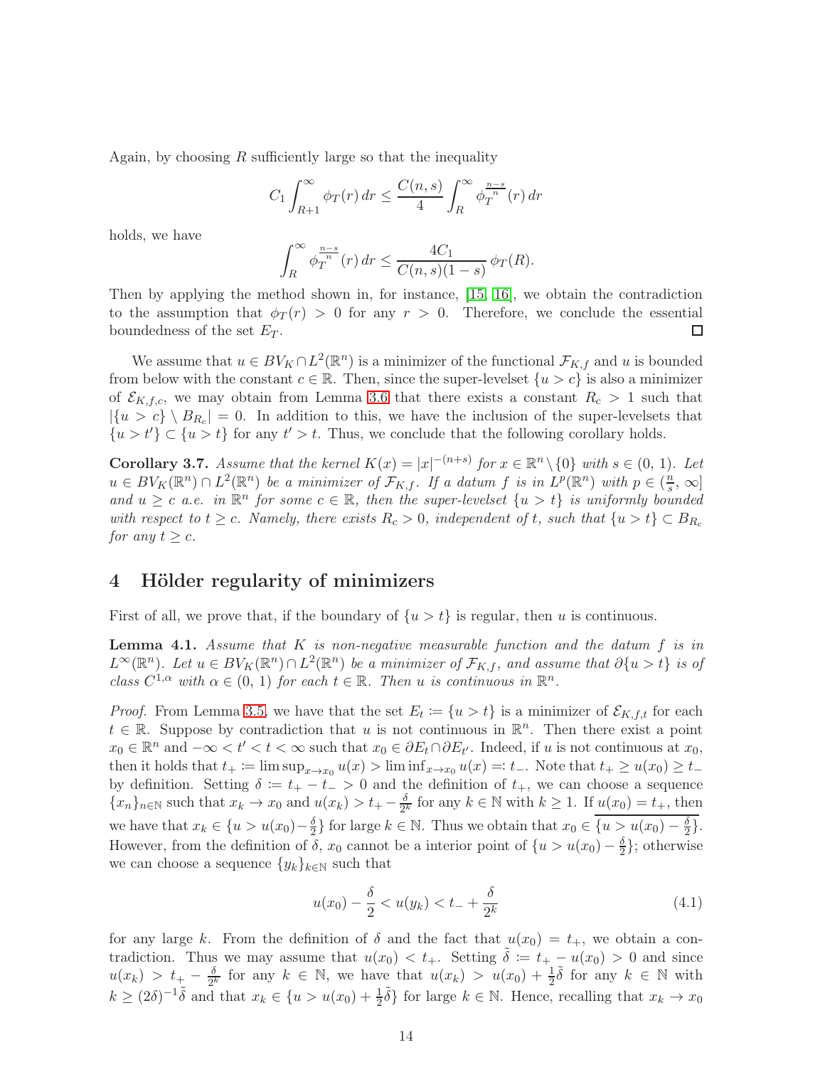Again, by choosing $R$ sufficiently large so that the inequality

$$C_1 \int_{R+1}^{\infty} \phi_T(r)\, dr \leq \frac{C(n,s)}{4} \int_R^{\infty} \phi_T^{\frac{n-s}{n}}(r)\, dr$$

holds, we have

$$\int_R^{\infty} \phi_T^{\frac{n-s}{n}}(r)\, dr \leq \frac{4C_1}{C(n,s)(1-s)}\, \phi_T(R).$$

Then by applying the method shown in, for instance, [15, 16], we obtain the contradiction to the assumption that $\phi_T(r) > 0$ for any $r > 0$. Therefore, we conclude the essential boundedness of the set $E_T$. □

We assume that $u \in BV_K \cap L^2(\mathbb{R}^n)$ is a minimizer of the functional $\mathcal{F}_{K,f}$ and $u$ is bounded from below with the constant $c \in \mathbb{R}$. Then, since the super-levelset $\{u > c\}$ is also a minimizer of $\mathcal{E}_{K,f,c}$, we may obtain from Lemma 3.6 that there exists a constant $R_c > 1$ such that $|\{u > c\} \setminus B_{R_c}| = 0$. In addition to this, we have the inclusion of the super-levelsets that $\{u > t'\} \subset \{u > t\}$ for any $t' > t$. Thus, we conclude that the following corollary holds.

**Corollary 3.7.** *Assume that the kernel $K(x) = |x|^{-(n+s)}$ for $x \in \mathbb{R}^n \setminus \{0\}$ with $s \in (0,1)$. Let $u \in BV_K(\mathbb{R}^n) \cap L^2(\mathbb{R}^n)$ be a minimizer of $\mathcal{F}_{K,f}$. If a datum $f$ is in $L^p(\mathbb{R}^n)$ with $p \in (\frac{n}{s}, \infty]$ and $u \geq c$ a.e. in $\mathbb{R}^n$ for some $c \in \mathbb{R}$, then the super-levelset $\{u > t\}$ is uniformly bounded with respect to $t \geq c$. Namely, there exists $R_c > 0$, independent of $t$, such that $\{u > t\} \subset B_{R_c}$ for any $t \geq c$.*

# 4 Hölder regularity of minimizers

First of all, we prove that, if the boundary of $\{u > t\}$ is regular, then $u$ is continuous.

**Lemma 4.1.** *Assume that $K$ is non-negative measurable function and the datum $f$ is in $L^{\infty}(\mathbb{R}^n)$. Let $u \in BV_K(\mathbb{R}^n) \cap L^2(\mathbb{R}^n)$ be a minimizer of $\mathcal{F}_{K,f}$, and assume that $\partial\{u > t\}$ is of class $C^{1,\alpha}$ with $\alpha \in (0,1)$ for each $t \in \mathbb{R}$. Then $u$ is continuous in $\mathbb{R}^n$.*

*Proof.* From Lemma 3.5, we have that the set $E_t := \{u > t\}$ is a minimizer of $\mathcal{E}_{K,f,t}$ for each $t \in \mathbb{R}$. Suppose by contradiction that $u$ is not continuous in $\mathbb{R}^n$. Then there exist a point $x_0 \in \mathbb{R}^n$ and $-\infty < t' < t < \infty$ such that $x_0 \in \partial E_t \cap \partial E_{t'}$. Indeed, if $u$ is not continuous at $x_0$, then it holds that $t_+ := \limsup_{x \to x_0} u(x) > \liminf_{x \to x_0} u(x) =: t_-$. Note that $t_+ \geq u(x_0) \geq t_-$ by definition. Setting $\delta := t_+ - t_- > 0$ and the definition of $t_+$, we can choose a sequence $\{x_n\}_{n \in \mathbb{N}}$ such that $x_k \to x_0$ and $u(x_k) > t_+ - \frac{\delta}{2^k}$ for any $k \in \mathbb{N}$ with $k \geq 1$. If $u(x_0) = t_+$, then we have that $x_k \in \{u > u(x_0) - \frac{\delta}{2}\}$ for large $k \in \mathbb{N}$. Thus we obtain that $x_0 \in \overline{\{u > u(x_0) - \frac{\delta}{2}\}}$. However, from the definition of $\delta$, $x_0$ cannot be a interior point of $\{u > u(x_0) - \frac{\delta}{2}\}$; otherwise we can choose a sequence $\{y_k\}_{k \in \mathbb{N}}$ such that

$$u(x_0) - \frac{\delta}{2} < u(y_k) < t_- + \frac{\delta}{2^k} \tag{4.1}$$

for any large $k$. From the definition of $\delta$ and the fact that $u(x_0) = t_+$, we obtain a contradiction. Thus we may assume that $u(x_0) < t_+$. Setting $\tilde{\delta} := t_+ - u(x_0) > 0$ and since $u(x_k) > t_+ - \frac{\delta}{2^k}$ for any $k \in \mathbb{N}$, we have that $u(x_k) > u(x_0) + \frac{1}{2}\tilde{\delta}$ for any $k \in \mathbb{N}$ with $k \geq (2\delta)^{-1}\tilde{\delta}$ and that $x_k \in \{u > u(x_0) + \frac{1}{2}\tilde{\delta}\}$ for large $k \in \mathbb{N}$. Hence, recalling that $x_k \to x_0$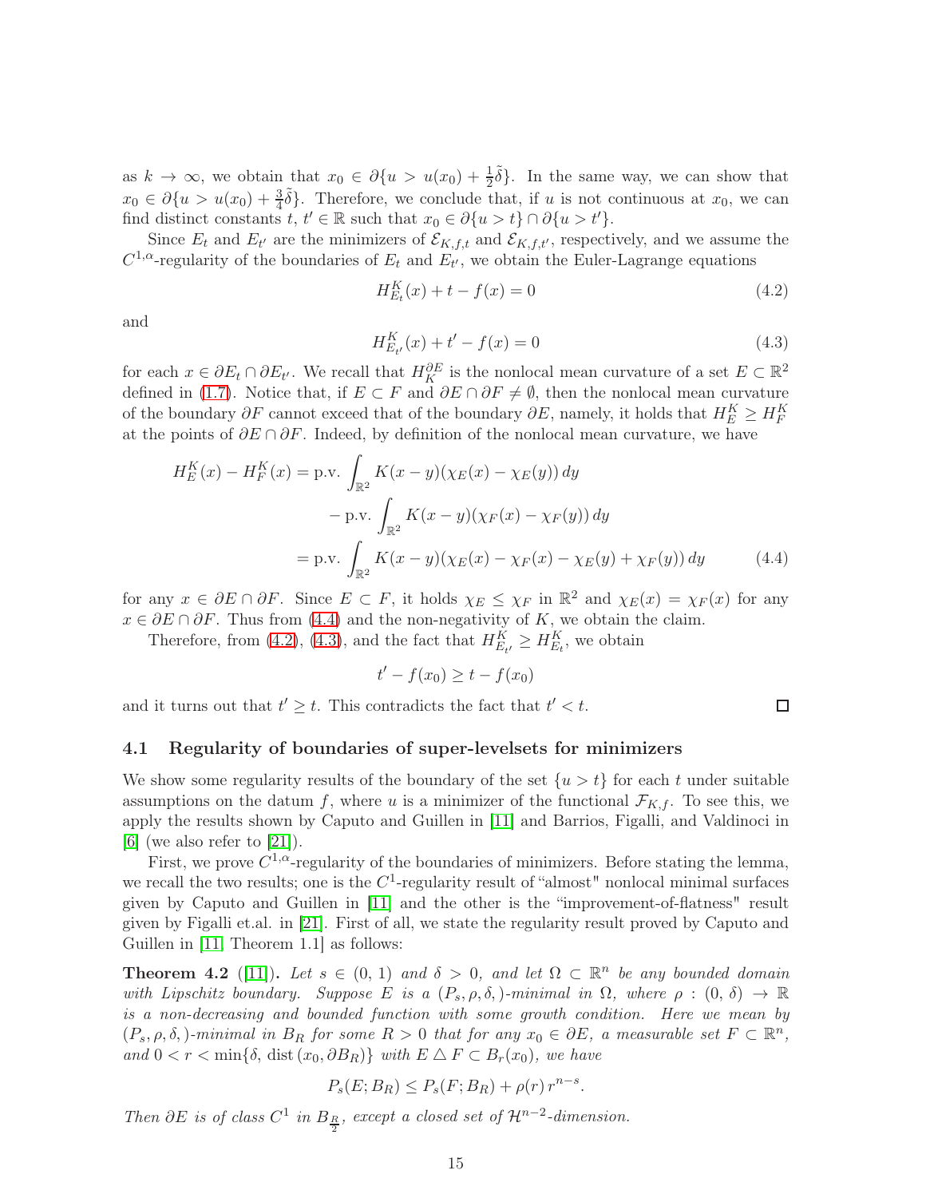as $k \to \infty$, we obtain that $x_0 \in \partial\{u > u(x_0) + \frac{1}{2}\tilde{\delta}\}$. In the same way, we can show that $x_0 \in \partial\{u > u(x_0) + \frac{3}{4}\tilde{\delta}\}$. Therefore, we conclude that, if $u$ is not continuous at $x_0$, we can find distinct constants $t,\, t' \in \mathbb{R}$ such that $x_0 \in \partial\{u > t\} \cap \partial\{u > t'\}$.

Since $E_t$ and $E_{t'}$ are the minimizers of $\mathcal{E}_{K,f,t}$ and $\mathcal{E}_{K,f,t'}$, respectively, and we assume the $C^{1,\alpha}$-regularity of the boundaries of $E_t$ and $E_{t'}$, we obtain the Euler-Lagrange equations

$$H^K_{E_t}(x) + t - f(x) = 0 \tag{4.2}$$

and

$$H^K_{E_{t'}}(x) + t' - f(x) = 0 \tag{4.3}$$

for each $x \in \partial E_t \cap \partial E_{t'}$. We recall that $H^{\partial E}_K$ is the nonlocal mean curvature of a set $E \subset \mathbb{R}^2$ defined in (1.7). Notice that, if $E \subset F$ and $\partial E \cap \partial F \neq \emptyset$, then the nonlocal mean curvature of the boundary $\partial F$ cannot exceed that of the boundary $\partial E$, namely, it holds that $H^K_E \geq H^K_F$ at the points of $\partial E \cap \partial F$. Indeed, by definition of the nonlocal mean curvature, we have

$$\begin{aligned}
H^K_E(x) - H^K_F(x) &= \text{p.v.} \int_{\mathbb{R}^2} K(x-y)(\chi_E(x) - \chi_E(y))\, dy \\
&\quad - \text{p.v.} \int_{\mathbb{R}^2} K(x-y)(\chi_F(x) - \chi_F(y))\, dy \\
&= \text{p.v.} \int_{\mathbb{R}^2} K(x-y)(\chi_E(x) - \chi_F(x) - \chi_E(y) + \chi_F(y))\, dy
\end{aligned} \tag{4.4}$$

for any $x \in \partial E \cap \partial F$. Since $E \subset F$, it holds $\chi_E \leq \chi_F$ in $\mathbb{R}^2$ and $\chi_E(x) = \chi_F(x)$ for any $x \in \partial E \cap \partial F$. Thus from (4.4) and the non-negativity of $K$, we obtain the claim.

Therefore, from (4.2), (4.3), and the fact that $H^K_{E_{t'}} \geq H^K_{E_t}$, we obtain

$$t' - f(x_0) \geq t - f(x_0)$$

and it turns out that $t' \geq t$. This contradicts the fact that $t' < t$. ☐

## 4.1 Regularity of boundaries of super-levelsets for minimizers

We show some regularity results of the boundary of the set $\{u > t\}$ for each $t$ under suitable assumptions on the datum $f$, where $u$ is a minimizer of the functional $\mathcal{F}_{K,f}$. To see this, we apply the results shown by Caputo and Guillen in [11] and Barrios, Figalli, and Valdinoci in [6] (we also refer to [21]).

First, we prove $C^{1,\alpha}$-regularity of the boundaries of minimizers. Before stating the lemma, we recall the two results; one is the $C^1$-regularity result of "almost" nonlocal minimal surfaces given by Caputo and Guillen in [11] and the other is the "improvement-of-flatness" result given by Figalli et.al. in [21]. First of all, we state the regularity result proved by Caputo and Guillen in [11, Theorem 1.1] as follows:

**Theorem 4.2** ([11]). *Let $s \in (0, 1)$ and $\delta > 0$, and let $\Omega \subset \mathbb{R}^n$ be any bounded domain with Lipschitz boundary. Suppose $E$ is a $(P_s, \rho, \delta,)$-minimal in $\Omega$, where $\rho : (0, \delta) \to \mathbb{R}$ is a non-decreasing and bounded function with some growth condition. Here we mean by $(P_s, \rho, \delta,)$-minimal in $B_R$ for some $R > 0$ that for any $x_0 \in \partial E$, a measurable set $F \subset \mathbb{R}^n$, and $0 < r < \min\{\delta, \operatorname{dist}(x_0, \partial B_R)\}$ with $E \triangle F \subset B_r(x_0)$, we have*

$$P_s(E; B_R) \leq P_s(F; B_R) + \rho(r)\, r^{n-s}.$$

*Then $\partial E$ is of class $C^1$ in $B_{\frac{R}{2}}$, except a closed set of $\mathcal{H}^{n-2}$-dimension.*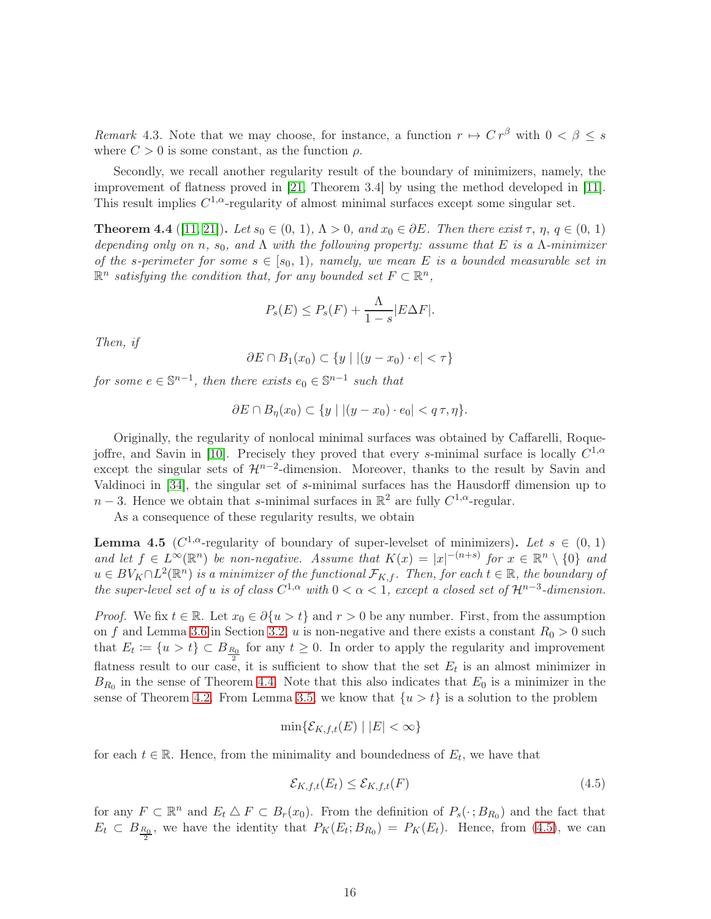*Remark* 4.3. Note that we may choose, for instance, a function $r \mapsto C\, r^{\beta}$ with $0 < \beta \le s$ where $C > 0$ is some constant, as the function $\rho$.

Secondly, we recall another regularity result of the boundary of minimizers, namely, the improvement of flatness proved in [21, Theorem 3.4] by using the method developed in [11]. This result implies $C^{1,\alpha}$-regularity of almost minimal surfaces except some singular set.

**Theorem 4.4** ([11, 21])**.** *Let $s_0 \in (0,\,1)$, $\Lambda > 0$, and $x_0 \in \partial E$. Then there exist $\tau$, $\eta$, $q \in (0,\,1)$ depending only on $n$, $s_0$, and $\Lambda$ with the following property: assume that $E$ is a $\Lambda$-minimizer of the $s$-perimeter for some $s \in [s_0,\,1)$, namely, we mean $E$ is a bounded measurable set in $\mathbb{R}^n$ satisfying the condition that, for any bounded set $F \subset \mathbb{R}^n$,*

$$P_s(E) \le P_s(F) + \frac{\Lambda}{1-s}|E \Delta F|.$$

*Then, if*

$$\partial E \cap B_1(x_0) \subset \{y \mid |(y - x_0)\cdot e| < \tau\}$$

*for some $e \in \mathbb{S}^{n-1}$, then there exists $e_0 \in \mathbb{S}^{n-1}$ such that*

$$\partial E \cap B_{\eta}(x_0) \subset \{y \mid |(y - x_0)\cdot e_0| < q\,\tau, \eta\}.$$

Originally, the regularity of nonlocal minimal surfaces was obtained by Caffarelli, Roquejoffre, and Savin in [10]. Precisely they proved that every $s$-minimal surface is locally $C^{1,\alpha}$ except the singular sets of $\mathcal{H}^{n-2}$-dimension. Moreover, thanks to the result by Savin and Valdinoci in [34], the singular set of $s$-minimal surfaces has the Hausdorff dimension up to $n-3$. Hence we obtain that $s$-minimal surfaces in $\mathbb{R}^2$ are fully $C^{1,\alpha}$-regular.

As a consequence of these regularity results, we obtain

**Lemma 4.5** ($C^{1,\alpha}$-regularity of boundary of super-levelset of minimizers)**.** *Let $s \in (0,\,1)$ and let $f \in L^{\infty}(\mathbb{R}^n)$ be non-negative. Assume that $K(x) = |x|^{-(n+s)}$ for $x \in \mathbb{R}^n \setminus \{0\}$ and $u \in BV_K \cap L^2(\mathbb{R}^n)$ is a minimizer of the functional $\mathcal{F}_{K,f}$. Then, for each $t \in \mathbb{R}$, the boundary of the super-level set of $u$ is of class $C^{1,\alpha}$ with $0 < \alpha < 1$, except a closed set of $\mathcal{H}^{n-3}$-dimension.*

*Proof.* We fix $t \in \mathbb{R}$. Let $x_0 \in \partial\{u > t\}$ and $r > 0$ be any number. First, from the assumption on $f$ and Lemma 3.6 in Section 3.2, $u$ is non-negative and there exists a constant $R_0 > 0$ such that $E_t \coloneqq \{u > t\} \subset B_{\frac{R_0}{2}}$ for any $t \ge 0$. In order to apply the regularity and improvement flatness result to our case, it is sufficient to show that the set $E_t$ is an almost minimizer in $B_{R_0}$ in the sense of Theorem 4.4. Note that this also indicates that $E_0$ is a minimizer in the sense of Theorem 4.2. From Lemma 3.5, we know that $\{u > t\}$ is a solution to the problem

$$\min\{\mathcal{E}_{K,f,t}(E) \mid |E| < \infty\}$$

for each $t \in \mathbb{R}$. Hence, from the minimality and boundedness of $E_t$, we have that

$$\mathcal{E}_{K,f,t}(E_t) \le \mathcal{E}_{K,f,t}(F) \tag{4.5}$$

for any $F \subset \mathbb{R}^n$ and $E_t \vartriangle F \subset B_r(x_0)$. From the definition of $P_s(\cdot\,; B_{R_0})$ and the fact that $E_t \subset B_{\frac{R_0}{2}}$, we have the identity that $P_K(E_t; B_{R_0}) = P_K(E_t)$. Hence, from (4.5), we can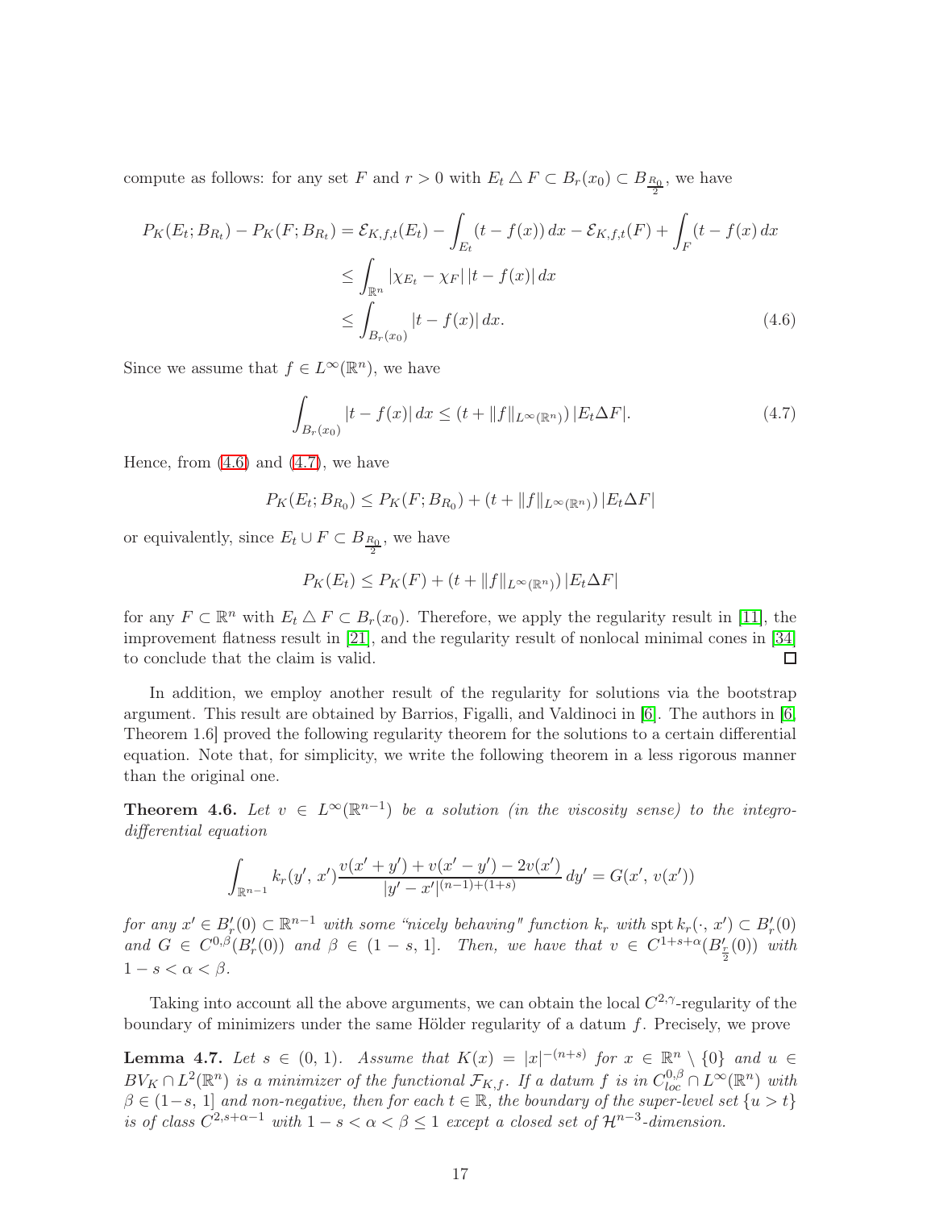compute as follows: for any set $F$ and $r > 0$ with $E_t \triangle F \subset B_r(x_0) \subset B_{\frac{R_0}{2}}$, we have

$$
\begin{aligned}
P_K(E_t; B_{R_t}) - P_K(F; B_{R_t}) &= \mathcal{E}_{K,f,t}(E_t) - \int_{E_t} (t - f(x))\,dx - \mathcal{E}_{K,f,t}(F) + \int_F (t - f(x)\,dx \\
&\leq \int_{\mathbb{R}^n} |\chi_{E_t} - \chi_F|\,|t - f(x)|\,dx \\
&\leq \int_{B_r(x_0)} |t - f(x)|\,dx. \qquad (4.6)
\end{aligned}
$$

Since we assume that $f \in L^\infty(\mathbb{R}^n)$, we have

$$
\int_{B_r(x_0)} |t - f(x)|\,dx \leq (t + \|f\|_{L^\infty(\mathbb{R}^n)})\,|E_t \Delta F|. \qquad (4.7)
$$

Hence, from (4.6) and (4.7), we have

$$
P_K(E_t; B_{R_0}) \leq P_K(F; B_{R_0}) + (t + \|f\|_{L^\infty(\mathbb{R}^n)})\,|E_t \Delta F|
$$

or equivalently, since $E_t \cup F \subset B_{\frac{R_0}{2}}$, we have

$$
P_K(E_t) \leq P_K(F) + (t + \|f\|_{L^\infty(\mathbb{R}^n)})\,|E_t \Delta F|
$$

for any $F \subset \mathbb{R}^n$ with $E_t \triangle F \subset B_r(x_0)$. Therefore, we apply the regularity result in [11], the improvement flatness result in [21], and the regularity result of nonlocal minimal cones in [34] to conclude that the claim is valid. $\square$

In addition, we employ another result of the regularity for solutions via the bootstrap argument. This result are obtained by Barrios, Figalli, and Valdinoci in [6]. The authors in [6, Theorem 1.6] proved the following regularity theorem for the solutions to a certain differential equation. Note that, for simplicity, we write the following theorem in a less rigorous manner than the original one.

**Theorem 4.6.** *Let $v \in L^\infty(\mathbb{R}^{n-1})$ be a solution (in the viscosity sense) to the integro-differential equation*

$$
\int_{\mathbb{R}^{n-1}} k_r(y',\, x') \frac{v(x' + y') + v(x' - y') - 2v(x')}{|y' - x'|^{(n-1)+(1+s)}}\,dy' = G(x',\, v(x'))
$$

*for any $x' \in B'_r(0) \subset \mathbb{R}^{n-1}$ with some "nicely behaving" function $k_r$ with $\operatorname{spt} k_r(\cdot,\, x') \subset B'_r(0)$ and $G \in C^{0,\beta}(B'_r(0))$ and $\beta \in (1-s,\, 1]$. Then, we have that $v \in C^{1+s+\alpha}(B'_{\frac{r}{2}}(0))$ with $1 - s < \alpha < \beta$.*

Taking into account all the above arguments, we can obtain the local $C^{2,\gamma}$-regularity of the boundary of minimizers under the same Hölder regularity of a datum $f$. Precisely, we prove

**Lemma 4.7.** *Let $s \in (0, 1)$. Assume that $K(x) = |x|^{-(n+s)}$ for $x \in \mathbb{R}^n \setminus \{0\}$ and $u \in BV_K \cap L^2(\mathbb{R}^n)$ is a minimizer of the functional $\mathcal{F}_{K,f}$. If a datum $f$ is in $C^{0,\beta}_{loc} \cap L^\infty(\mathbb{R}^n)$ with $\beta \in (1-s,\, 1]$ and non-negative, then for each $t \in \mathbb{R}$, the boundary of the super-level set $\{u > t\}$ is of class $C^{2,s+\alpha-1}$ with $1 - s < \alpha < \beta \leq 1$ except a closed set of $\mathcal{H}^{n-3}$-dimension.*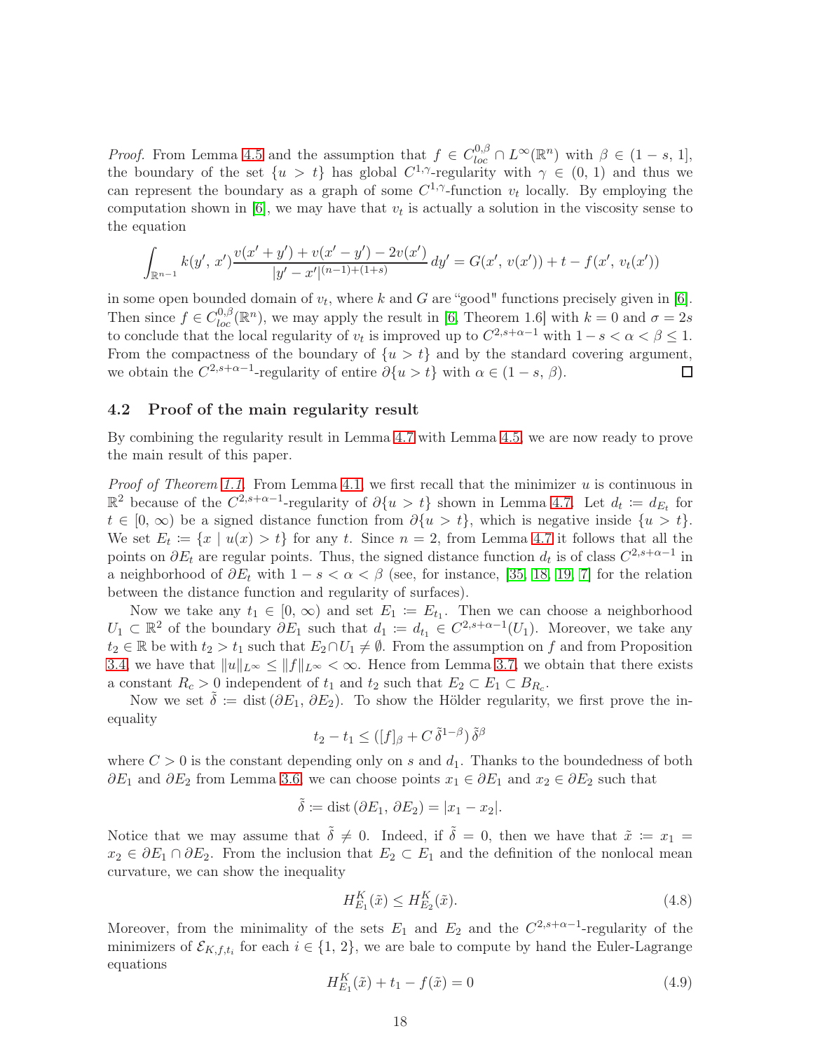*Proof.* From Lemma 4.5 and the assumption that $f \in C^{0,\beta}_{loc} \cap L^\infty(\mathbb{R}^n)$ with $\beta \in (1-s, 1]$, the boundary of the set $\{u > t\}$ has global $C^{1,\gamma}$-regularity with $\gamma \in (0, 1)$ and thus we can represent the boundary as a graph of some $C^{1,\gamma}$-function $v_t$ locally. By employing the computation shown in [6], we may have that $v_t$ is actually a solution in the viscosity sense to the equation

$$\int_{\mathbb{R}^{n-1}} k(y', x') \frac{v(x'+y') + v(x'-y') - 2v(x')}{|y'-x'|^{(n-1)+(1+s)}} \, dy' = G(x', v(x')) + t - f(x', v_t(x'))$$

in some open bounded domain of $v_t$, where $k$ and $G$ are "good" functions precisely given in [6]. Then since $f \in C^{0,\beta}_{loc}(\mathbb{R}^n)$, we may apply the result in [6, Theorem 1.6] with $k = 0$ and $\sigma = 2s$ to conclude that the local regularity of $v_t$ is improved up to $C^{2,s+\alpha-1}$ with $1-s < \alpha < \beta \leq 1$. From the compactness of the boundary of $\{u > t\}$ and by the standard covering argument, we obtain the $C^{2,s+\alpha-1}$-regularity of entire $\partial\{u > t\}$ with $\alpha \in (1-s, \beta)$. □

### 4.2 Proof of the main regularity result

By combining the regularity result in Lemma 4.7 with Lemma 4.5, we are now ready to prove the main result of this paper.

*Proof of Theorem 1.1.* From Lemma 4.1, we first recall that the minimizer $u$ is continuous in $\mathbb{R}^2$ because of the $C^{2,s+\alpha-1}$-regularity of $\partial\{u > t\}$ shown in Lemma 4.7. Let $d_t := d_{E_t}$ for $t \in [0, \infty)$ be a signed distance function from $\partial\{u > t\}$, which is negative inside $\{u > t\}$. We set $E_t := \{x \mid u(x) > t\}$ for any $t$. Since $n = 2$, from Lemma 4.7 it follows that all the points on $\partial E_t$ are regular points. Thus, the signed distance function $d_t$ is of class $C^{2,s+\alpha-1}$ in a neighborhood of $\partial E_t$ with $1-s < \alpha < \beta$ (see, for instance, [35, 18, 19, 7] for the relation between the distance function and regularity of surfaces).

Now we take any $t_1 \in [0, \infty)$ and set $E_1 := E_{t_1}$. Then we can choose a neighborhood $U_1 \subset \mathbb{R}^2$ of the boundary $\partial E_1$ such that $d_1 := d_{t_1} \in C^{2,s+\alpha-1}(U_1)$. Moreover, we take any $t_2 \in \mathbb{R}$ be with $t_2 > t_1$ such that $E_2 \cap U_1 \neq \emptyset$. From the assumption on $f$ and from Proposition 3.4, we have that $\|u\|_{L^\infty} \leq \|f\|_{L^\infty} < \infty$. Hence from Lemma 3.7, we obtain that there exists a constant $R_c > 0$ independent of $t_1$ and $t_2$ such that $E_2 \subset E_1 \subset B_{R_c}$.

Now we set $\tilde{\delta} := \mathrm{dist}\,(\partial E_1, \partial E_2)$. To show the Hölder regularity, we first prove the inequality

$$t_2 - t_1 \leq ([f]_\beta + C\,\tilde{\delta}^{1-\beta})\,\tilde{\delta}^\beta$$

where $C > 0$ is the constant depending only on $s$ and $d_1$. Thanks to the boundedness of both $\partial E_1$ and $\partial E_2$ from Lemma 3.6, we can choose points $x_1 \in \partial E_1$ and $x_2 \in \partial E_2$ such that

$$\tilde{\delta} := \mathrm{dist}\,(\partial E_1, \partial E_2) = |x_1 - x_2|.$$

Notice that we may assume that $\tilde{\delta} \neq 0$. Indeed, if $\tilde{\delta} = 0$, then we have that $\tilde{x} := x_1 = x_2 \in \partial E_1 \cap \partial E_2$. From the inclusion that $E_2 \subset E_1$ and the definition of the nonlocal mean curvature, we can show the inequality

$$H^K_{E_1}(\tilde{x}) \leq H^K_{E_2}(\tilde{x}). \tag{4.8}$$

Moreover, from the minimality of the sets $E_1$ and $E_2$ and the $C^{2,s+\alpha-1}$-regularity of the minimizers of $\mathcal{E}_{K,f,t_i}$ for each $i \in \{1, 2\}$, we are bale to compute by hand the Euler-Lagrange equations

$$H^K_{E_1}(\tilde{x}) + t_1 - f(\tilde{x}) = 0 \tag{4.9}$$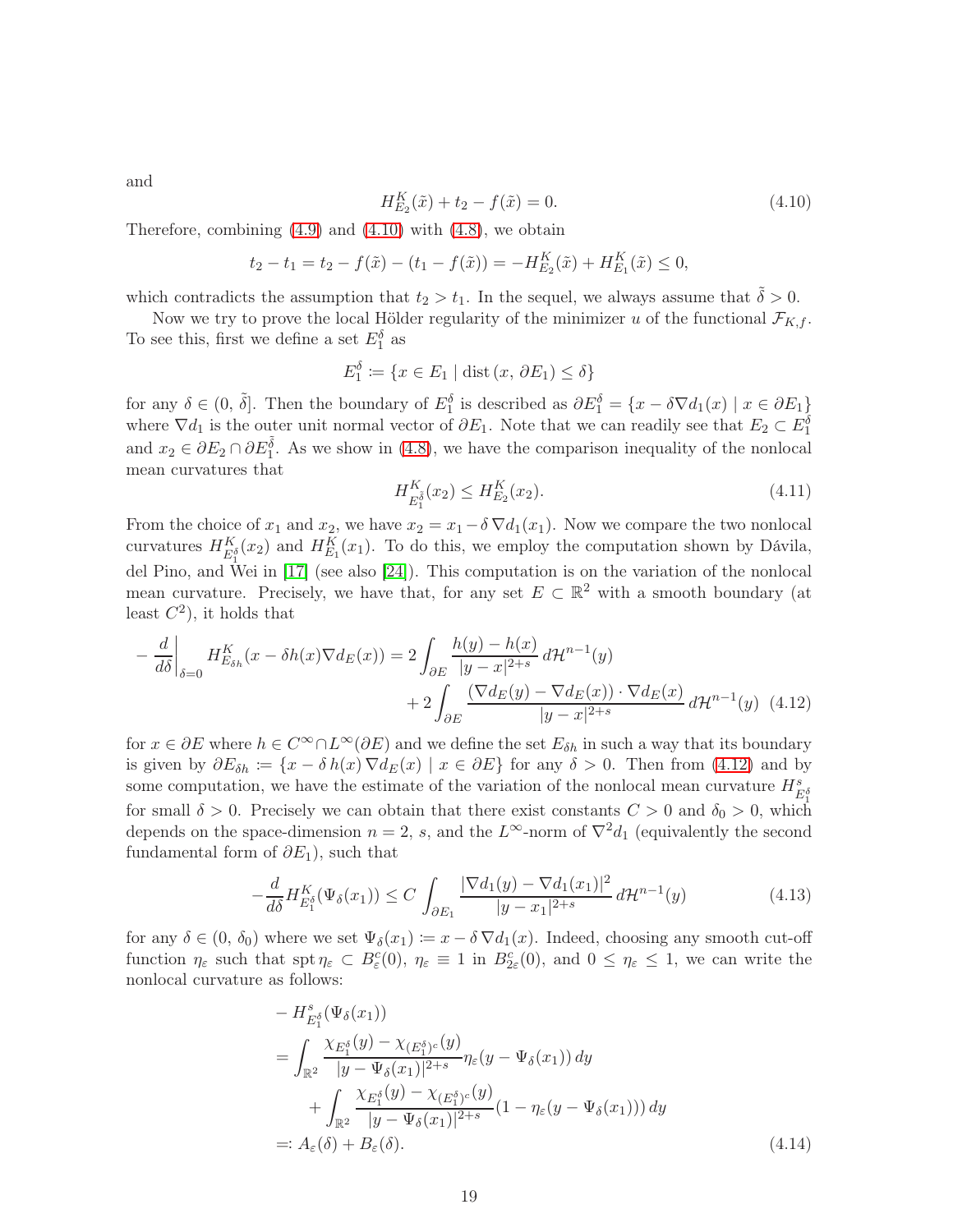and

$$H^K_{E_2}(\tilde{x}) + t_2 - f(\tilde{x}) = 0. \tag{4.10}$$

Therefore, combining (4.9) and (4.10) with (4.8), we obtain

$$t_2 - t_1 = t_2 - f(\tilde{x}) - (t_1 - f(\tilde{x})) = -H^K_{E_2}(\tilde{x}) + H^K_{E_1}(\tilde{x}) \le 0,$$

which contradicts the assumption that $t_2 > t_1$. In the sequel, we always assume that $\tilde{\delta} > 0$.

Now we try to prove the local Hölder regularity of the minimizer $u$ of the functional $\mathcal{F}_{K,f}$. To see this, first we define a set $E_1^\delta$ as

$$E_1^\delta := \{x \in E_1 \mid \mathrm{dist}\,(x, \partial E_1) \le \delta\}$$

for any $\delta \in (0, \tilde{\delta}]$. Then the boundary of $E_1^\delta$ is described as $\partial E_1^\delta = \{x - \delta \nabla d_1(x) \mid x \in \partial E_1\}$ where $\nabla d_1$ is the outer unit normal vector of $\partial E_1$. Note that we can readily see that $E_2 \subset E_1^{\tilde{\delta}}$ and $x_2 \in \partial E_2 \cap \partial E_1^{\tilde{\delta}}$. As we show in (4.8), we have the comparison inequality of the nonlocal mean curvatures that

$$H^K_{E_1^{\tilde{\delta}}}(x_2) \le H^K_{E_2}(x_2). \tag{4.11}$$

From the choice of $x_1$ and $x_2$, we have $x_2 = x_1 - \delta\, \nabla d_1(x_1)$. Now we compare the two nonlocal curvatures $H^K_{E_1^\delta}(x_2)$ and $H^K_{E_1}(x_1)$. To do this, we employ the computation shown by Dávila, del Pino, and Wei in [17] (see also [24]). This computation is on the variation of the nonlocal mean curvature. Precisely, we have that, for any set $E \subset \mathbb{R}^2$ with a smooth boundary (at least $C^2$), it holds that

$$\begin{aligned}
-\frac{d}{d\delta}\Big|_{\delta=0} H^K_{E_{\delta h}}(x - \delta h(x) \nabla d_E(x)) &= 2\int_{\partial E} \frac{h(y) - h(x)}{|y - x|^{2+s}}\, d\mathcal{H}^{n-1}(y) \\
&\quad + 2\int_{\partial E} \frac{(\nabla d_E(y) - \nabla d_E(x)) \cdot \nabla d_E(x)}{|y - x|^{2+s}}\, d\mathcal{H}^{n-1}(y)
\end{aligned} \tag{4.12}$$

for $x \in \partial E$ where $h \in C^\infty \cap L^\infty(\partial E)$ and we define the set $E_{\delta h}$ in such a way that its boundary is given by $\partial E_{\delta h} := \{x - \delta\, h(x)\, \nabla d_E(x) \mid x \in \partial E\}$ for any $\delta > 0$. Then from (4.12) and by some computation, we have the estimate of the variation of the nonlocal mean curvature $H^s_{E_1^\delta}$ for small $\delta > 0$. Precisely we can obtain that there exist constants $C > 0$ and $\delta_0 > 0$, which depends on the space-dimension $n = 2$, $s$, and the $L^\infty$-norm of $\nabla^2 d_1$ (equivalently the second fundamental form of $\partial E_1$), such that

$$-\frac{d}{d\delta} H^K_{E_1^\delta}(\Psi_\delta(x_1)) \le C \int_{\partial E_1} \frac{|\nabla d_1(y) - \nabla d_1(x_1)|^2}{|y - x_1|^{2+s}}\, d\mathcal{H}^{n-1}(y) \tag{4.13}$$

for any $\delta \in (0, \delta_0)$ where we set $\Psi_\delta(x_1) := x - \delta\, \nabla d_1(x)$. Indeed, choosing any smooth cut-off function $\eta_\varepsilon$ such that $\mathrm{spt}\, \eta_\varepsilon \subset B^c_\varepsilon(0)$, $\eta_\varepsilon \equiv 1$ in $B^c_{2\varepsilon}(0)$, and $0 \le \eta_\varepsilon \le 1$, we can write the nonlocal curvature as follows:

$$\begin{aligned}
&- H^s_{E_1^\delta}(\Psi_\delta(x_1)) \\
&= \int_{\mathbb{R}^2} \frac{\chi_{E_1^\delta}(y) - \chi_{(E_1^\delta)^c}(y)}{|y - \Psi_\delta(x_1)|^{2+s}} \eta_\varepsilon(y - \Psi_\delta(x_1))\, dy \\
&\quad + \int_{\mathbb{R}^2} \frac{\chi_{E_1^\delta}(y) - \chi_{(E_1^\delta)^c}(y)}{|y - \Psi_\delta(x_1)|^{2+s}} (1 - \eta_\varepsilon(y - \Psi_\delta(x_1)))\, dy \\
&=: A_\varepsilon(\delta) + B_\varepsilon(\delta).
\end{aligned} \tag{4.14}$$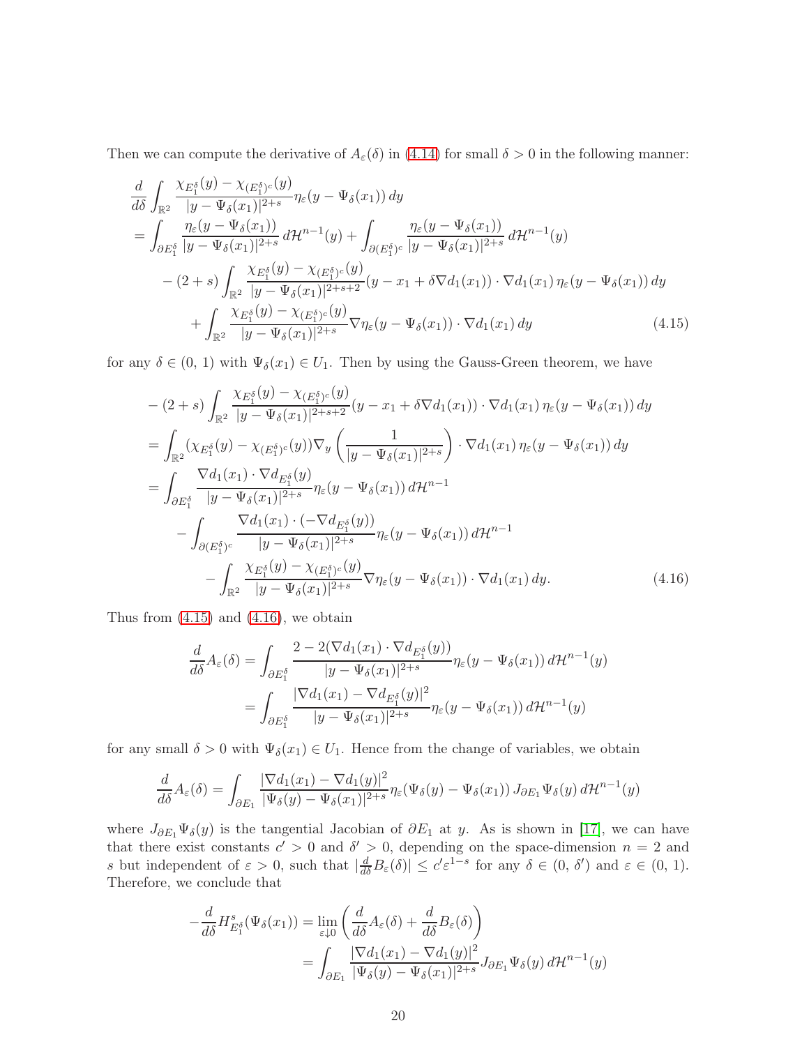Then we can compute the derivative of $A_\varepsilon(\delta)$ in (4.14) for small $\delta > 0$ in the following manner:

$$
\begin{aligned}
&\frac{d}{d\delta}\int_{\mathbb{R}^2} \frac{\chi_{E_1^\delta}(y) - \chi_{(E_1^\delta)^c}(y)}{|y-\Psi_\delta(x_1)|^{2+s}} \eta_\varepsilon(y - \Psi_\delta(x_1))\, dy \\
&= \int_{\partial E_1^\delta} \frac{\eta_\varepsilon(y-\Psi_\delta(x_1))}{|y-\Psi_\delta(x_1)|^{2+s}}\, d\mathcal{H}^{n-1}(y) + \int_{\partial (E_1^\delta)^c} \frac{\eta_\varepsilon(y-\Psi_\delta(x_1))}{|y-\Psi_\delta(x_1)|^{2+s}}\, d\mathcal{H}^{n-1}(y) \\
&\quad - (2+s)\int_{\mathbb{R}^2} \frac{\chi_{E_1^\delta}(y) - \chi_{(E_1^\delta)^c}(y)}{|y-\Psi_\delta(x_1)|^{2+s+2}} (y - x_1 + \delta \nabla d_1(x_1))\cdot \nabla d_1(x_1)\, \eta_\varepsilon(y-\Psi_\delta(x_1))\, dy \\
&\quad + \int_{\mathbb{R}^2} \frac{\chi_{E_1^\delta}(y) - \chi_{(E_1^\delta)^c}(y)}{|y-\Psi_\delta(x_1)|^{2+s}} \nabla \eta_\varepsilon(y-\Psi_\delta(x_1))\cdot \nabla d_1(x_1)\, dy
\end{aligned}
\tag{4.15}
$$

for any $\delta \in (0,\,1)$ with $\Psi_\delta(x_1) \in U_1$. Then by using the Gauss-Green theorem, we have

$$
\begin{aligned}
&- (2+s)\int_{\mathbb{R}^2} \frac{\chi_{E_1^\delta}(y) - \chi_{(E_1^\delta)^c}(y)}{|y-\Psi_\delta(x_1)|^{2+s+2}} (y - x_1 + \delta \nabla d_1(x_1))\cdot \nabla d_1(x_1)\, \eta_\varepsilon(y-\Psi_\delta(x_1))\, dy \\
&= \int_{\mathbb{R}^2} (\chi_{E_1^\delta}(y) - \chi_{(E_1^\delta)^c}(y)) \nabla_y \left( \frac{1}{|y-\Psi_\delta(x_1)|^{2+s}}\right) \cdot \nabla d_1(x_1)\, \eta_\varepsilon(y-\Psi_\delta(x_1))\, dy \\
&= \int_{\partial E_1^\delta} \frac{\nabla d_1(x_1)\cdot \nabla d_{E_1^\delta}(y)}{|y-\Psi_\delta(x_1)|^{2+s}} \eta_\varepsilon(y-\Psi_\delta(x_1))\, d\mathcal{H}^{n-1} \\
&\quad - \int_{\partial (E_1^\delta)^c} \frac{\nabla d_1(x_1)\cdot (-\nabla d_{E_1^\delta}(y))}{|y-\Psi_\delta(x_1)|^{2+s}} \eta_\varepsilon(y-\Psi_\delta(x_1))\, d\mathcal{H}^{n-1} \\
&\quad - \int_{\mathbb{R}^2} \frac{\chi_{E_1^\delta}(y) - \chi_{(E_1^\delta)^c}(y)}{|y-\Psi_\delta(x_1)|^{2+s}} \nabla \eta_\varepsilon(y-\Psi_\delta(x_1))\cdot \nabla d_1(x_1)\, dy.
\end{aligned}
\tag{4.16}
$$

Thus from (4.15) and (4.16), we obtain

$$
\begin{aligned}
\frac{d}{d\delta} A_\varepsilon(\delta) &= \int_{\partial E_1^\delta} \frac{2 - 2(\nabla d_1(x_1)\cdot \nabla d_{E_1^\delta}(y))}{|y-\Psi_\delta(x_1)|^{2+s}} \eta_\varepsilon(y-\Psi_\delta(x_1))\, d\mathcal{H}^{n-1}(y) \\
&= \int_{\partial E_1^\delta} \frac{|\nabla d_1(x_1) - \nabla d_{E_1^\delta}(y)|^2}{|y-\Psi_\delta(x_1)|^{2+s}} \eta_\varepsilon(y-\Psi_\delta(x_1))\, d\mathcal{H}^{n-1}(y)
\end{aligned}
$$

for any small $\delta > 0$ with $\Psi_\delta(x_1) \in U_1$. Hence from the change of variables, we obtain

$$
\frac{d}{d\delta} A_\varepsilon(\delta) = \int_{\partial E_1} \frac{|\nabla d_1(x_1) - \nabla d_1(y)|^2}{|\Psi_\delta(y)-\Psi_\delta(x_1)|^{2+s}} \eta_\varepsilon(\Psi_\delta(y)-\Psi_\delta(x_1))\, J_{\partial E_1}\Psi_\delta(y)\, d\mathcal{H}^{n-1}(y)
$$

where $J_{\partial E_1}\Psi_\delta(y)$ is the tangential Jacobian of $\partial E_1$ at $y$. As is shown in [17], we can have that there exist constants $c' > 0$ and $\delta' > 0$, depending on the space-dimension $n = 2$ and $s$ but independent of $\varepsilon > 0$, such that $|\frac{d}{d\delta}B_\varepsilon(\delta)| \le c'\varepsilon^{1-s}$ for any $\delta \in (0,\,\delta')$ and $\varepsilon \in (0,\,1)$. Therefore, we conclude that

$$
\begin{aligned}
-\frac{d}{d\delta} H^s_{E_1^\delta}(\Psi_\delta(x_1)) &= \lim_{\varepsilon \downarrow 0} \left( \frac{d}{d\delta}A_\varepsilon(\delta) + \frac{d}{d\delta}B_\varepsilon(\delta)\right) \\
&= \int_{\partial E_1} \frac{|\nabla d_1(x_1) - \nabla d_1(y)|^2}{|\Psi_\delta(y)-\Psi_\delta(x_1)|^{2+s}} J_{\partial E_1}\Psi_\delta(y)\, d\mathcal{H}^{n-1}(y)
\end{aligned}
$$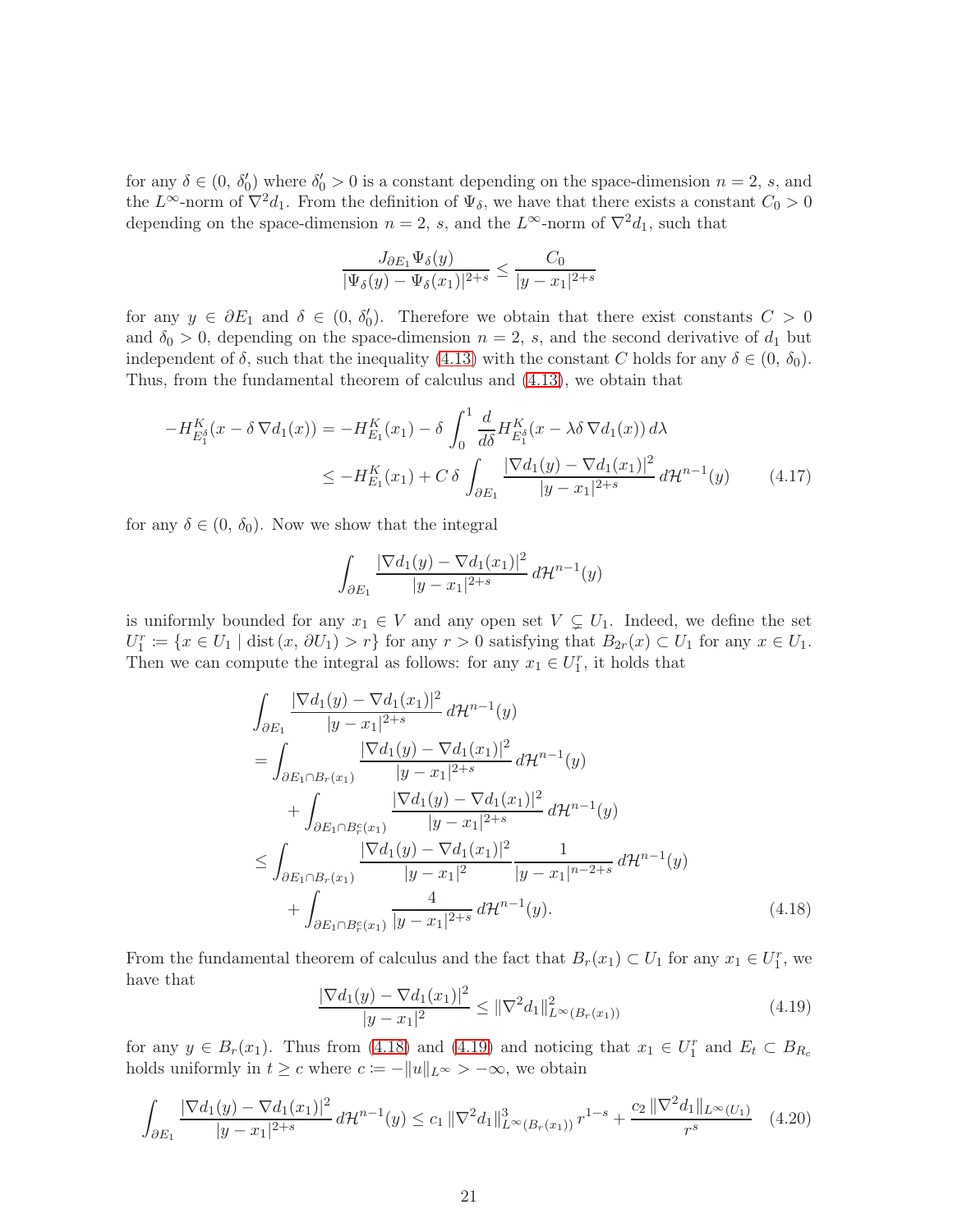for any $\delta \in (0,\, \delta_0')$ where $\delta_0' > 0$ is a constant depending on the space-dimension $n = 2$, $s$, and the $L^\infty$-norm of $\nabla^2 d_1$. From the definition of $\Psi_\delta$, we have that there exists a constant $C_0 > 0$ depending on the space-dimension $n = 2$, $s$, and the $L^\infty$-norm of $\nabla^2 d_1$, such that

$$\frac{J_{\partial E_1} \Psi_\delta(y)}{|\Psi_\delta(y) - \Psi_\delta(x_1)|^{2+s}} \le \frac{C_0}{|y - x_1|^{2+s}}$$

for any $y \in \partial E_1$ and $\delta \in (0,\, \delta_0')$. Therefore we obtain that there exist constants $C > 0$ and $\delta_0 > 0$, depending on the space-dimension $n = 2$, $s$, and the second derivative of $d_1$ but independent of $\delta$, such that the inequality (4.13) with the constant $C$ holds for any $\delta \in (0,\, \delta_0)$. Thus, from the fundamental theorem of calculus and (4.13), we obtain that

$$\begin{aligned}
-H^K_{E_1^\delta}(x - \delta\, \nabla d_1(x)) &= -H^K_{E_1}(x_1) - \delta \int_0^1 \frac{d}{d\delta} H^K_{E_1^\delta}(x - \lambda \delta\, \nabla d_1(x))\, d\lambda \\
&\le -H^K_{E_1}(x_1) + C\, \delta \int_{\partial E_1} \frac{|\nabla d_1(y) - \nabla d_1(x_1)|^2}{|y - x_1|^{2+s}}\, d\mathcal{H}^{n-1}(y) \qquad (4.17)
\end{aligned}$$

for any $\delta \in (0,\, \delta_0)$. Now we show that the integral

$$\int_{\partial E_1} \frac{|\nabla d_1(y) - \nabla d_1(x_1)|^2}{|y - x_1|^{2+s}}\, d\mathcal{H}^{n-1}(y)$$

is uniformly bounded for any $x_1 \in V$ and any open set $V \subsetneq U_1$. Indeed, we define the set $U_1^r \coloneqq \{x \in U_1 \mid \mathrm{dist}\,(x,\, \partial U_1) > r\}$ for any $r > 0$ satisfying that $B_{2r}(x) \subset U_1$ for any $x \in U_1$. Then we can compute the integral as follows: for any $x_1 \in U_1^r$, it holds that

$$\begin{aligned}
&\int_{\partial E_1} \frac{|\nabla d_1(y) - \nabla d_1(x_1)|^2}{|y - x_1|^{2+s}}\, d\mathcal{H}^{n-1}(y) \\
&= \int_{\partial E_1 \cap B_r(x_1)} \frac{|\nabla d_1(y) - \nabla d_1(x_1)|^2}{|y - x_1|^{2+s}}\, d\mathcal{H}^{n-1}(y) \\
&\quad + \int_{\partial E_1 \cap B_r^c(x_1)} \frac{|\nabla d_1(y) - \nabla d_1(x_1)|^2}{|y - x_1|^{2+s}}\, d\mathcal{H}^{n-1}(y) \\
&\le \int_{\partial E_1 \cap B_r(x_1)} \frac{|\nabla d_1(y) - \nabla d_1(x_1)|^2}{|y - x_1|^2} \frac{1}{|y - x_1|^{n-2+s}}\, d\mathcal{H}^{n-1}(y) \\
&\quad + \int_{\partial E_1 \cap B_r^c(x_1)} \frac{4}{|y - x_1|^{2+s}}\, d\mathcal{H}^{n-1}(y). \qquad (4.18)
\end{aligned}$$

From the fundamental theorem of calculus and the fact that $B_r(x_1) \subset U_1$ for any $x_1 \in U_1^r$, we have that

$$\frac{|\nabla d_1(y) - \nabla d_1(x_1)|^2}{|y - x_1|^2} \le \|\nabla^2 d_1\|^2_{L^\infty(B_r(x_1))} \qquad (4.19)$$

for any $y \in B_r(x_1)$. Thus from (4.18) and (4.19) and noticing that $x_1 \in U_1^r$ and $E_t \subset B_{R_c}$ holds uniformly in $t \ge c$ where $c \coloneqq -\|u\|_{L^\infty} > -\infty$, we obtain

$$\int_{\partial E_1} \frac{|\nabla d_1(y) - \nabla d_1(x_1)|^2}{|y - x_1|^{2+s}}\, d\mathcal{H}^{n-1}(y) \le c_1\, \|\nabla^2 d_1\|^3_{L^\infty(B_r(x_1))}\, r^{1-s} + \frac{c_2\, \|\nabla^2 d_1\|_{L^\infty(U_1)}}{r^s} \quad (4.20)$$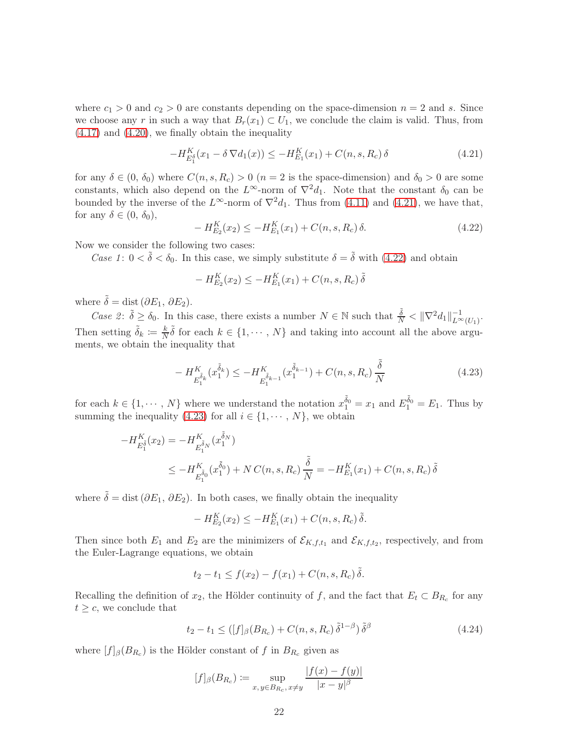where $c_1 > 0$ and $c_2 > 0$ are constants depending on the space-dimension $n = 2$ and $s$. Since we choose any $r$ in such a way that $B_r(x_1) \subset U_1$, we conclude the claim is valid. Thus, from (4.17) and (4.20), we finally obtain the inequality

$$-H^K_{E_1^\delta}(x_1 - \delta\,\nabla d_1(x)) \le -H^K_{E_1}(x_1) + C(n, s, R_c)\,\delta \tag{4.21}$$

for any $\delta \in (0,\, \delta_0)$ where $C(n, s, R_c) > 0$ ($n = 2$ is the space-dimension) and $\delta_0 > 0$ are some constants, which also depend on the $L^\infty$-norm of $\nabla^2 d_1$. Note that the constant $\delta_0$ can be bounded by the inverse of the $L^\infty$-norm of $\nabla^2 d_1$. Thus from (4.11) and (4.21), we have that, for any $\delta \in (0,\, \delta_0)$,

$$-\,H^K_{E_2}(x_2) \le -H^K_{E_1}(x_1) + C(n, s, R_c)\,\delta. \tag{4.22}$$

Now we consider the following two cases:

*Case 1*: $0 < \tilde{\delta} < \delta_0$. In this case, we simply substitute $\delta = \tilde{\delta}$ with (4.22) and obtain

$$-\,H^K_{E_2}(x_2) \le -H^K_{E_1}(x_1) + C(n, s, R_c)\,\tilde{\delta}$$

where $\tilde{\delta} = \operatorname{dist}(\partial E_1,\, \partial E_2)$.

*Case 2*: $\tilde{\delta} \ge \delta_0$. In this case, there exists a number $N \in \mathbb{N}$ such that $\frac{\tilde{\delta}}{N} < \|\nabla^2 d_1\|^{-1}_{L^\infty(U_1)}$. Then setting $\tilde{\delta}_k \coloneqq \frac{k}{N}\tilde{\delta}$ for each $k \in \{1, \cdots, N\}$ and taking into account all the above arguments, we obtain the inequality that

$$-\,H^K_{E_1^{\tilde{\delta}_k}}(x_1^{\tilde{\delta}_k}) \le -H^K_{E_1^{\tilde{\delta}_{k-1}}}(x_1^{\tilde{\delta}_{k-1}}) + C(n, s, R_c)\,\frac{\tilde{\delta}}{N} \tag{4.23}$$

for each $k \in \{1, \cdots, N\}$ where we understand the notation $x_1^{\tilde{\delta}_0} = x_1$ and $E_1^{\tilde{\delta}_0} = E_1$. Thus by summing the inequality (4.23) for all $i \in \{1, \cdots, N\}$, we obtain

$$\begin{aligned}
-H^K_{E_1^{\tilde{\delta}}}(x_2) &= -H^K_{E_1^{\tilde{\delta}_N}}(x_1^{\tilde{\delta}_N}) \\
&\le -H^K_{E_1^{\tilde{\delta}_0}}(x_1^{\tilde{\delta}_0}) + N\,C(n, s, R_c)\,\frac{\tilde{\delta}}{N} = -H^K_{E_1}(x_1) + C(n, s, R_c)\,\tilde{\delta}
\end{aligned}$$

where $\tilde{\delta} = \operatorname{dist}(\partial E_1,\, \partial E_2)$. In both cases, we finally obtain the inequality

$$-\,H^K_{E_2}(x_2) \le -H^K_{E_1}(x_1) + C(n, s, R_c)\,\tilde{\delta}.$$

Then since both $E_1$ and $E_2$ are the minimizers of $\mathcal{E}_{K,f,t_1}$ and $\mathcal{E}_{K,f,t_2}$, respectively, and from the Euler-Lagrange equations, we obtain

$$t_2 - t_1 \le f(x_2) - f(x_1) + C(n, s, R_c)\,\tilde{\delta}.$$

Recalling the definition of $x_2$, the Hölder continuity of $f$, and the fact that $E_t \subset B_{R_c}$ for any $t \ge c$, we conclude that

$$t_2 - t_1 \le ([f]_\beta(B_{R_c}) + C(n, s, R_c)\,\tilde{\delta}^{1-\beta})\,\tilde{\delta}^\beta \tag{4.24}$$

where $[f]_\beta(B_{R_c})$ is the Hölder constant of $f$ in $B_{R_c}$ given as

$$[f]_\beta(B_{R_c}) \coloneqq \sup_{x,\, y \in B_{R_c},\, x \neq y} \frac{|f(x) - f(y)|}{|x - y|^\beta}$$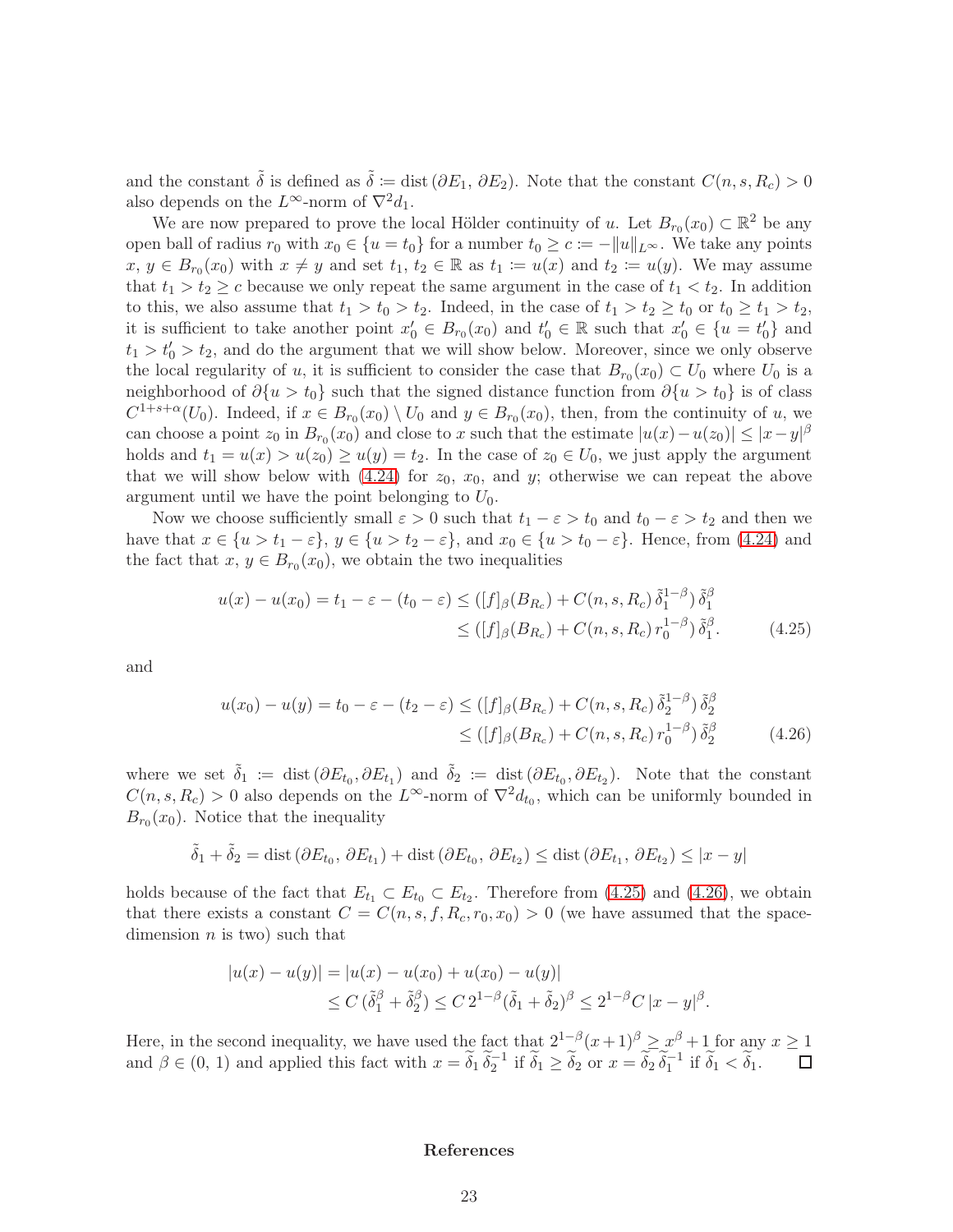and the constant $\tilde{\delta}$ is defined as $\tilde{\delta} \coloneqq \operatorname{dist}(\partial E_1, \partial E_2)$. Note that the constant $C(n, s, R_c) > 0$ also depends on the $L^\infty$-norm of $\nabla^2 d_1$.

We are now prepared to prove the local Hölder continuity of $u$. Let $B_{r_0}(x_0) \subset \mathbb{R}^2$ be any open ball of radius $r_0$ with $x_0 \in \{u = t_0\}$ for a number $t_0 \geq c \coloneqq -\|u\|_{L^\infty}$. We take any points $x, y \in B_{r_0}(x_0)$ with $x \neq y$ and set $t_1, t_2 \in \mathbb{R}$ as $t_1 \coloneqq u(x)$ and $t_2 \coloneqq u(y)$. We may assume that $t_1 > t_2 \geq c$ because we only repeat the same argument in the case of $t_1 < t_2$. In addition to this, we also assume that $t_1 > t_0 > t_2$. Indeed, in the case of $t_1 > t_2 \geq t_0$ or $t_0 \geq t_1 > t_2$, it is sufficient to take another point $x_0' \in B_{r_0}(x_0)$ and $t_0' \in \mathbb{R}$ such that $x_0' \in \{u = t_0'\}$ and $t_1 > t_0' > t_2$, and do the argument that we will show below. Moreover, since we only observe the local regularity of $u$, it is sufficient to consider the case that $B_{r_0}(x_0) \subset U_0$ where $U_0$ is a neighborhood of $\partial\{u > t_0\}$ such that the signed distance function from $\partial\{u > t_0\}$ is of class $C^{1+s+\alpha}(U_0)$. Indeed, if $x \in B_{r_0}(x_0) \setminus U_0$ and $y \in B_{r_0}(x_0)$, then, from the continuity of $u$, we can choose a point $z_0$ in $B_{r_0}(x_0)$ and close to $x$ such that the estimate $|u(x) - u(z_0)| \leq |x-y|^\beta$ holds and $t_1 = u(x) > u(z_0) \geq u(y) = t_2$. In the case of $z_0 \in U_0$, we just apply the argument that we will show below with (4.24) for $z_0$, $x_0$, and $y$; otherwise we can repeat the above argument until we have the point belonging to $U_0$.

Now we choose sufficiently small $\varepsilon > 0$ such that $t_1 - \varepsilon > t_0$ and $t_0 - \varepsilon > t_2$ and then we have that $x \in \{u > t_1 - \varepsilon\}$, $y \in \{u > t_2 - \varepsilon\}$, and $x_0 \in \{u > t_0 - \varepsilon\}$. Hence, from (4.24) and the fact that $x, y \in B_{r_0}(x_0)$, we obtain the two inequalities

$$
\begin{aligned}
u(x) - u(x_0) = t_1 - \varepsilon - (t_0 - \varepsilon) &\leq ([f]_\beta(B_{R_c}) + C(n, s, R_c)\, \tilde{\delta}_1^{1-\beta})\, \tilde{\delta}_1^\beta \\
&\leq ([f]_\beta(B_{R_c}) + C(n, s, R_c)\, r_0^{1-\beta})\, \tilde{\delta}_1^\beta. \qquad (4.25)
\end{aligned}
$$

and

$$
\begin{aligned}
u(x_0) - u(y) = t_0 - \varepsilon - (t_2 - \varepsilon) &\leq ([f]_\beta(B_{R_c}) + C(n, s, R_c)\, \tilde{\delta}_2^{1-\beta})\, \tilde{\delta}_2^\beta \\
&\leq ([f]_\beta(B_{R_c}) + C(n, s, R_c)\, r_0^{1-\beta})\, \tilde{\delta}_2^\beta \qquad (4.26)
\end{aligned}
$$

where we set $\tilde{\delta}_1 \coloneqq \operatorname{dist}(\partial E_{t_0}, \partial E_{t_1})$ and $\tilde{\delta}_2 \coloneqq \operatorname{dist}(\partial E_{t_0}, \partial E_{t_2})$. Note that the constant $C(n, s, R_c) > 0$ also depends on the $L^\infty$-norm of $\nabla^2 d_{t_0}$, which can be uniformly bounded in $B_{r_0}(x_0)$. Notice that the inequality

$$
\tilde{\delta}_1 + \tilde{\delta}_2 = \operatorname{dist}(\partial E_{t_0}, \partial E_{t_1}) + \operatorname{dist}(\partial E_{t_0}, \partial E_{t_2}) \leq \operatorname{dist}(\partial E_{t_1}, \partial E_{t_2}) \leq |x - y|
$$

holds because of the fact that $E_{t_1} \subset E_{t_0} \subset E_{t_2}$. Therefore from (4.25) and (4.26), we obtain that there exists a constant $C = C(n, s, f, R_c, r_0, x_0) > 0$ (we have assumed that the space-dimension $n$ is two) such that

$$
\begin{aligned}
|u(x) - u(y)| &= |u(x) - u(x_0) + u(x_0) - u(y)| \\
&\leq C\,(\tilde{\delta}_1^\beta + \tilde{\delta}_2^\beta) \leq C\, 2^{1-\beta} (\tilde{\delta}_1 + \tilde{\delta}_2)^\beta \leq 2^{1-\beta} C\, |x - y|^\beta.
\end{aligned}
$$

Here, in the second inequality, we have used the fact that $2^{1-\beta}(x+1)^\beta \geq x^\beta + 1$ for any $x \geq 1$ and $\beta \in (0, 1)$ and applied this fact with $x = \widetilde{\delta}_1\, \widetilde{\delta}_2^{-1}$ if $\widetilde{\delta}_1 \geq \widetilde{\delta}_2$ or $x = \widetilde{\delta}_2\, \widetilde{\delta}_1^{-1}$ if $\widetilde{\delta}_1 < \widetilde{\delta}_1$. $\square$

## References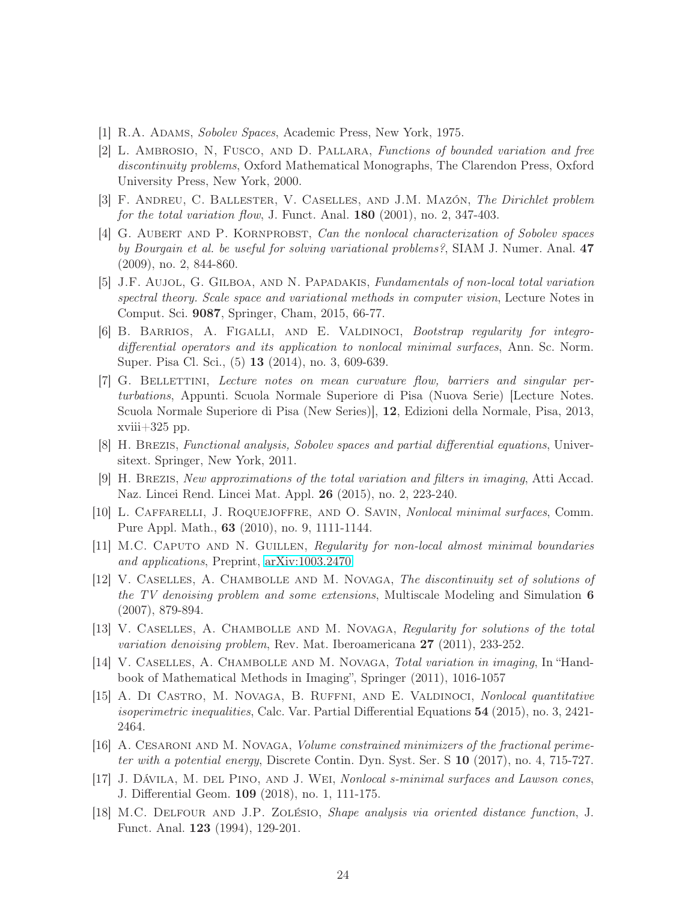[1] R.A. Adams, *Sobolev Spaces*, Academic Press, New York, 1975.

[2] L. Ambrosio, N, Fusco, and D. Pallara, *Functions of bounded variation and free discontinuity problems*, Oxford Mathematical Monographs, The Clarendon Press, Oxford University Press, New York, 2000.

[3] F. Andreu, C. Ballester, V. Caselles, and J.M. Mazón, *The Dirichlet problem for the total variation flow*, J. Funct. Anal. **180** (2001), no. 2, 347-403.

[4] G. Aubert and P. Kornprobst, *Can the nonlocal characterization of Sobolev spaces by Bourgain et al. be useful for solving variational problems?*, SIAM J. Numer. Anal. **47** (2009), no. 2, 844-860.

[5] J.F. Aujol, G. Gilboa, and N. Papadakis, *Fundamentals of non-local total variation spectral theory. Scale space and variational methods in computer vision*, Lecture Notes in Comput. Sci. **9087**, Springer, Cham, 2015, 66-77.

[6] B. Barrios, A. Figalli, and E. Valdinoci, *Bootstrap regularity for integro-differential operators and its application to nonlocal minimal surfaces*, Ann. Sc. Norm. Super. Pisa Cl. Sci., (5) **13** (2014), no. 3, 609-639.

[7] G. Bellettini, *Lecture notes on mean curvature flow, barriers and singular perturbations*, Appunti. Scuola Normale Superiore di Pisa (Nuova Serie) [Lecture Notes. Scuola Normale Superiore di Pisa (New Series)], **12**, Edizioni della Normale, Pisa, 2013, xviii+325 pp.

[8] H. Brezis, *Functional analysis, Sobolev spaces and partial differential equations*, Universitext. Springer, New York, 2011.

[9] H. Brezis, *New approximations of the total variation and filters in imaging*, Atti Accad. Naz. Lincei Rend. Lincei Mat. Appl. **26** (2015), no. 2, 223-240.

[10] L. Caffarelli, J. Roquejoffre, and O. Savin, *Nonlocal minimal surfaces*, Comm. Pure Appl. Math., **63** (2010), no. 9, 1111-1144.

[11] M.C. Caputo and N. Guillen, *Regularity for non-local almost minimal boundaries and applications*, Preprint, arXiv:1003.2470

[12] V. Caselles, A. Chambolle and M. Novaga, *The discontinuity set of solutions of the TV denoising problem and some extensions*, Multiscale Modeling and Simulation **6** (2007), 879-894.

[13] V. Caselles, A. Chambolle and M. Novaga, *Regularity for solutions of the total variation denoising problem*, Rev. Mat. Iberoamericana **27** (2011), 233-252.

[14] V. Caselles, A. Chambolle and M. Novaga, *Total variation in imaging*, In "Handbook of Mathematical Methods in Imaging", Springer (2011), 1016-1057

[15] A. Di Castro, M. Novaga, B. Ruffni, and E. Valdinoci, *Nonlocal quantitative isoperimetric inequalities*, Calc. Var. Partial Differential Equations **54** (2015), no. 3, 2421-2464.

[16] A. Cesaroni and M. Novaga, *Volume constrained minimizers of the fractional perimeter with a potential energy*, Discrete Contin. Dyn. Syst. Ser. S **10** (2017), no. 4, 715-727.

[17] J. Dávila, M. del Pino, and J. Wei, *Nonlocal s-minimal surfaces and Lawson cones*, J. Differential Geom. **109** (2018), no. 1, 111-175.

[18] M.C. Delfour and J.P. Zolésio, *Shape analysis via oriented distance function*, J. Funct. Anal. **123** (1994), 129-201.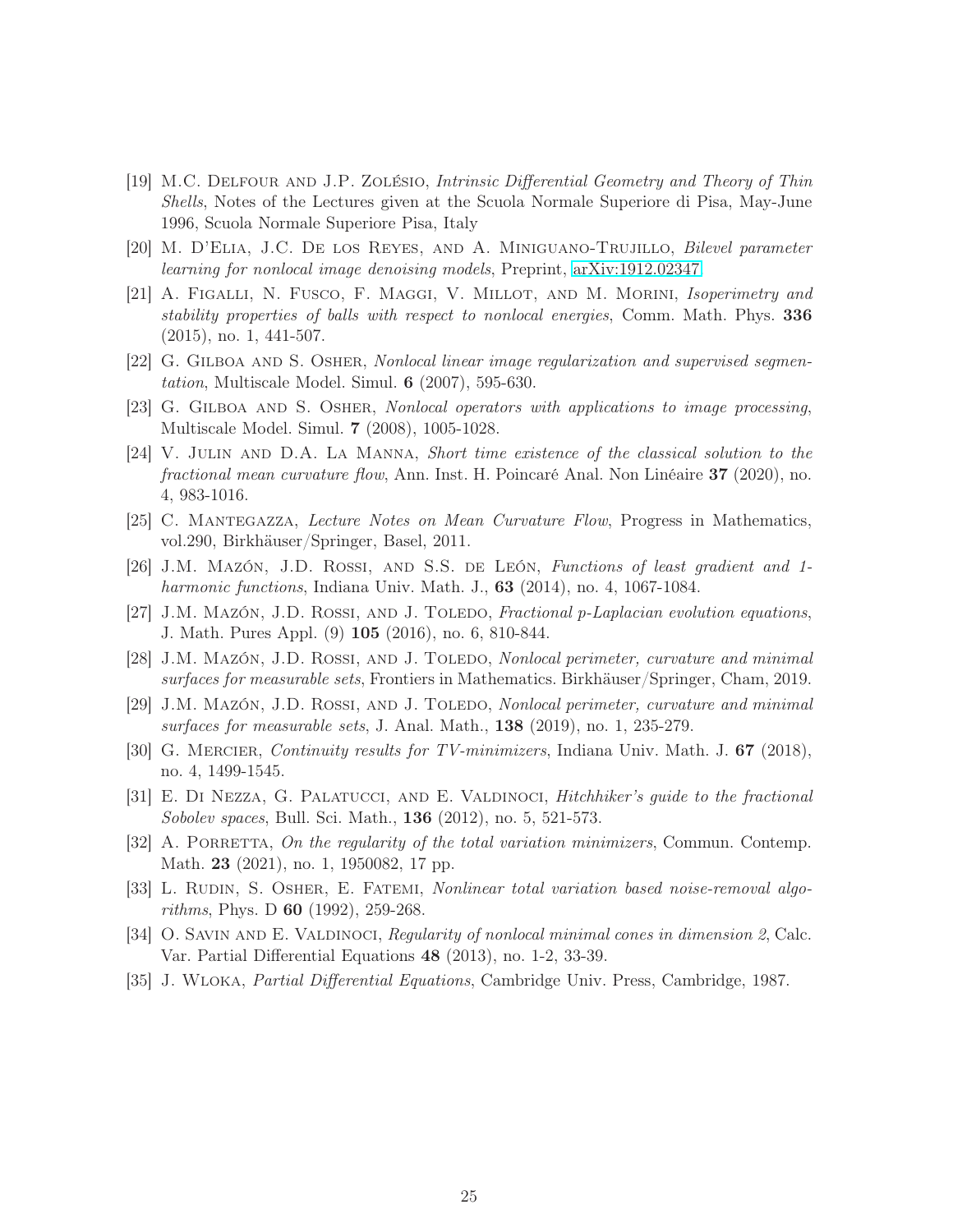[19] M.C. Delfour and J.P. Zolésio, *Intrinsic Differential Geometry and Theory of Thin Shells*, Notes of the Lectures given at the Scuola Normale Superiore di Pisa, May-June 1996, Scuola Normale Superiore Pisa, Italy

[20] M. D'Elia, J.C. De los Reyes, and A. Miniguano-Trujillo, *Bilevel parameter learning for nonlocal image denoising models*, Preprint, arXiv:1912.02347.

[21] A. Figalli, N. Fusco, F. Maggi, V. Millot, and M. Morini, *Isoperimetry and stability properties of balls with respect to nonlocal energies*, Comm. Math. Phys. **336** (2015), no. 1, 441-507.

[22] G. Gilboa and S. Osher, *Nonlocal linear image regularization and supervised segmentation*, Multiscale Model. Simul. **6** (2007), 595-630.

[23] G. Gilboa and S. Osher, *Nonlocal operators with applications to image processing*, Multiscale Model. Simul. **7** (2008), 1005-1028.

[24] V. Julin and D.A. La Manna, *Short time existence of the classical solution to the fractional mean curvature flow*, Ann. Inst. H. Poincaré Anal. Non Linéaire **37** (2020), no. 4, 983-1016.

[25] C. Mantegazza, *Lecture Notes on Mean Curvature Flow*, Progress in Mathematics, vol.290, Birkhäuser/Springer, Basel, 2011.

[26] J.M. Mazón, J.D. Rossi, and S.S. de León, *Functions of least gradient and 1-harmonic functions*, Indiana Univ. Math. J., **63** (2014), no. 4, 1067-1084.

[27] J.M. Mazón, J.D. Rossi, and J. Toledo, *Fractional p-Laplacian evolution equations*, J. Math. Pures Appl. (9) **105** (2016), no. 6, 810-844.

[28] J.M. Mazón, J.D. Rossi, and J. Toledo, *Nonlocal perimeter, curvature and minimal surfaces for measurable sets*, Frontiers in Mathematics. Birkhäuser/Springer, Cham, 2019.

[29] J.M. Mazón, J.D. Rossi, and J. Toledo, *Nonlocal perimeter, curvature and minimal surfaces for measurable sets*, J. Anal. Math., **138** (2019), no. 1, 235-279.

[30] G. Mercier, *Continuity results for TV-minimizers*, Indiana Univ. Math. J. **67** (2018), no. 4, 1499-1545.

[31] E. Di Nezza, G. Palatucci, and E. Valdinoci, *Hitchhiker's guide to the fractional Sobolev spaces*, Bull. Sci. Math., **136** (2012), no. 5, 521-573.

[32] A. Porretta, *On the regularity of the total variation minimizers*, Commun. Contemp. Math. **23** (2021), no. 1, 1950082, 17 pp.

[33] L. Rudin, S. Osher, E. Fatemi, *Nonlinear total variation based noise-removal algorithms*, Phys. D **60** (1992), 259-268.

[34] O. Savin and E. Valdinoci, *Regularity of nonlocal minimal cones in dimension 2*, Calc. Var. Partial Differential Equations **48** (2013), no. 1-2, 33-39.

[35] J. Wloka, *Partial Differential Equations*, Cambridge Univ. Press, Cambridge, 1987.